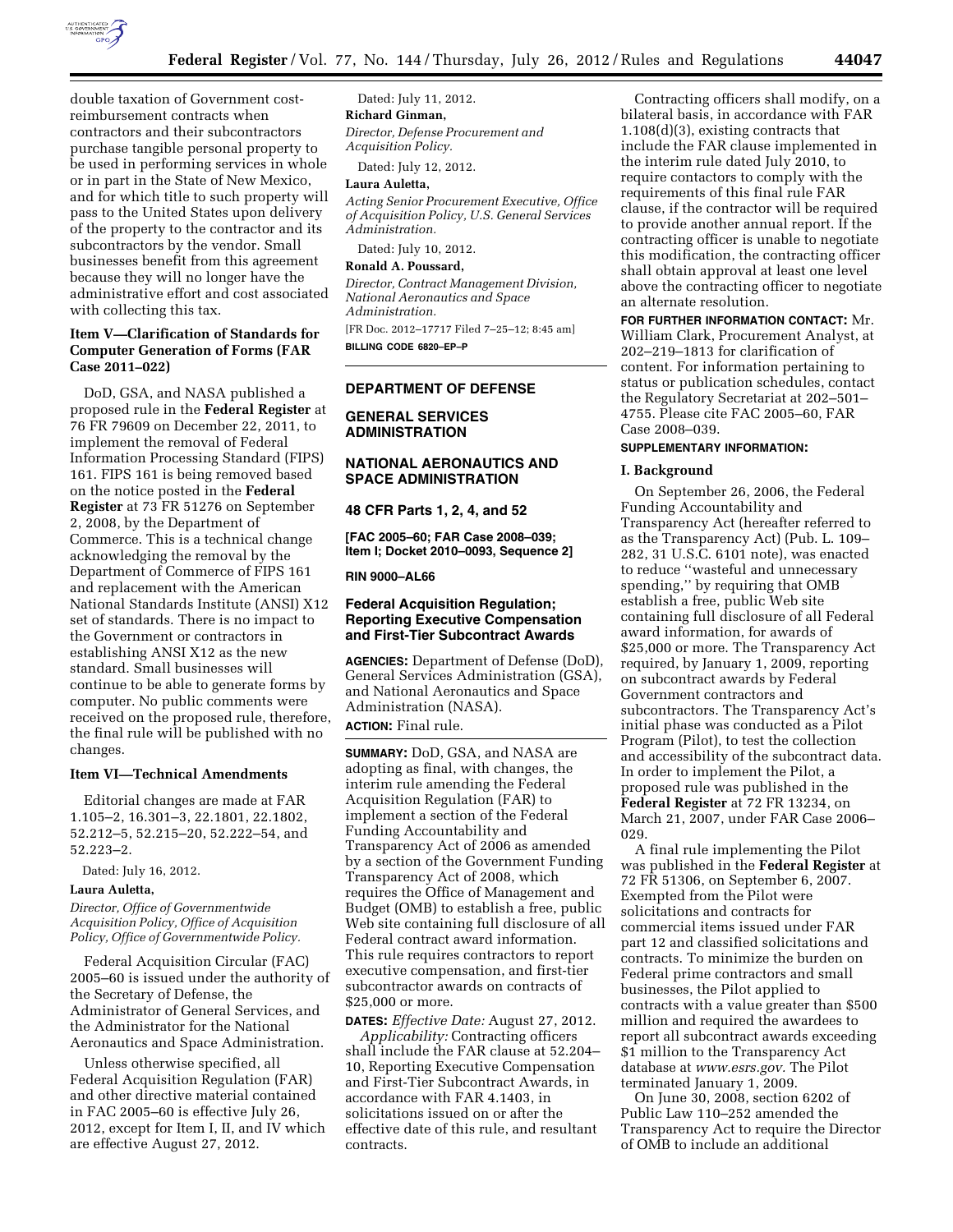double taxation of Government cost-reimbursement contracts when contractors and their subcontractors purchase tangible personal property to be used in performing services in whole or in part in the State of New Mexico, and for which title to such property will pass to the United States upon delivery of the property to the contractor and its subcontractors by the vendor. Small businesses benefit from this agreement because they will no longer have the administrative effort and cost associated with collecting this tax.

### Item V—Clarification of Standards for Computer Generation of Forms (FAR Case 2011–022)

DoD, GSA, and NASA published a proposed rule in the **Federal Register** at 76 FR 79609 on December 22, 2011, to implement the removal of Federal Information Processing Standard (FIPS) 161. FIPS 161 is being removed based on the notice posted in the **Federal Register** at 73 FR 51276 on September 2, 2008, by the Department of Commerce. This is a technical change acknowledging the removal by the Department of Commerce of FIPS 161 and replacement with the American National Standards Institute (ANSI) X12 set of standards. There is no impact to the Government or contractors in establishing ANSI X12 as the new standard. Small businesses will continue to be able to generate forms by computer. No public comments were received on the proposed rule, therefore, the final rule will be published with no changes.

### Item VI—Technical Amendments

Editorial changes are made at FAR 1.105–2, 16.301–3, 22.1801, 22.1802, 52.212–5, 52.215–20, 52.222–54, and 52.223–2.

Dated: July 16, 2012.

**Laura Auletta,**

*Director, Office of Governmentwide Acquisition Policy, Office of Acquisition Policy, Office of Governmentwide Policy.*

Federal Acquisition Circular (FAC) 2005–60 is issued under the authority of the Secretary of Defense, the Administrator of General Services, and the Administrator for the National Aeronautics and Space Administration.

Unless otherwise specified, all Federal Acquisition Regulation (FAR) and other directive material contained in FAC 2005–60 is effective July 26, 2012, except for Item I, II, and IV which are effective August 27, 2012.

Dated: July 11, 2012.

**Richard Ginman,**

*Director, Defense Procurement and Acquisition Policy.*

Dated: July 12, 2012.

**Laura Auletta,**

*Acting Senior Procurement Executive, Office of Acquisition Policy, U.S. General Services Administration.*

Dated: July 10, 2012.

**Ronald A. Poussard,**

*Director, Contract Management Division, National Aeronautics and Space Administration.*

[FR Doc. 2012–17717 Filed 7–25–12; 8:45 am]

**BILLING CODE 6820–EP–P**

---

## DEPARTMENT OF DEFENSE

## GENERAL SERVICES ADMINISTRATION

## NATIONAL AERONAUTICS AND SPACE ADMINISTRATION

### 48 CFR Parts 1, 2, 4, and 52

**[FAC 2005–60; FAR Case 2008–039; Item I; Docket 2010–0093, Sequence 2]**

**RIN 9000–AL66**

## Federal Acquisition Regulation; Reporting Executive Compensation and First-Tier Subcontract Awards

**AGENCIES:** Department of Defense (DoD), General Services Administration (GSA), and National Aeronautics and Space Administration (NASA).

**ACTION:** Final rule.

**SUMMARY:** DoD, GSA, and NASA are adopting as final, with changes, the interim rule amending the Federal Acquisition Regulation (FAR) to implement a section of the Federal Funding Accountability and Transparency Act of 2006 as amended by a section of the Government Funding Transparency Act of 2008, which requires the Office of Management and Budget (OMB) to establish a free, public Web site containing full disclosure of all Federal contract award information. This rule requires contractors to report executive compensation, and first-tier subcontractor awards on contracts of $25,000 or more.

**DATES:** *Effective Date:* August 27, 2012.

*Applicability:* Contracting officers shall include the FAR clause at 52.204–10, Reporting Executive Compensation and First-Tier Subcontract Awards, in accordance with FAR 4.1403, in solicitations issued on or after the effective date of this rule, and resultant contracts.

Contracting officers shall modify, on a bilateral basis, in accordance with FAR 1.108(d)(3), existing contracts that include the FAR clause implemented in the interim rule dated July 2010, to require contactors to comply with the requirements of this final rule FAR clause, if the contractor will be required to provide another annual report. If the contracting officer is unable to negotiate this modification, the contracting officer shall obtain approval at least one level above the contracting officer to negotiate an alternate resolution.

**FOR FURTHER INFORMATION CONTACT:** Mr. William Clark, Procurement Analyst, at 202–219–1813 for clarification of content. For information pertaining to status or publication schedules, contact the Regulatory Secretariat at 202–501–4755. Please cite FAC 2005–60, FAR Case 2008–039.

**SUPPLEMENTARY INFORMATION:**

### I. Background

On September 26, 2006, the Federal Funding Accountability and Transparency Act (hereafter referred to as the Transparency Act) (Pub. L. 109–282, 31 U.S.C. 6101 note), was enacted to reduce ''wasteful and unnecessary spending,'' by requiring that OMB establish a free, public Web site containing full disclosure of all Federal award information, for awards of $25,000 or more. The Transparency Act required, by January 1, 2009, reporting on subcontract awards by Federal Government contractors and subcontractors. The Transparency Act's initial phase was conducted as a Pilot Program (Pilot), to test the collection and accessibility of the subcontract data. In order to implement the Pilot, a proposed rule was published in the **Federal Register** at 72 FR 13234, on March 21, 2007, under FAR Case 2006–029.

A final rule implementing the Pilot was published in the **Federal Register** at 72 FR 51306, on September 6, 2007. Exempted from the Pilot were solicitations and contracts for commercial items issued under FAR part 12 and classified solicitations and contracts. To minimize the burden on Federal prime contractors and small businesses, the Pilot applied to contracts with a value greater than $500 million and required the awardees to report all subcontract awards exceeding $1 million to the Transparency Act database at *www.esrs.gov.* The Pilot terminated January 1, 2009.

On June 30, 2008, section 6202 of Public Law 110–252 amended the Transparency Act to require the Director of OMB to include an additional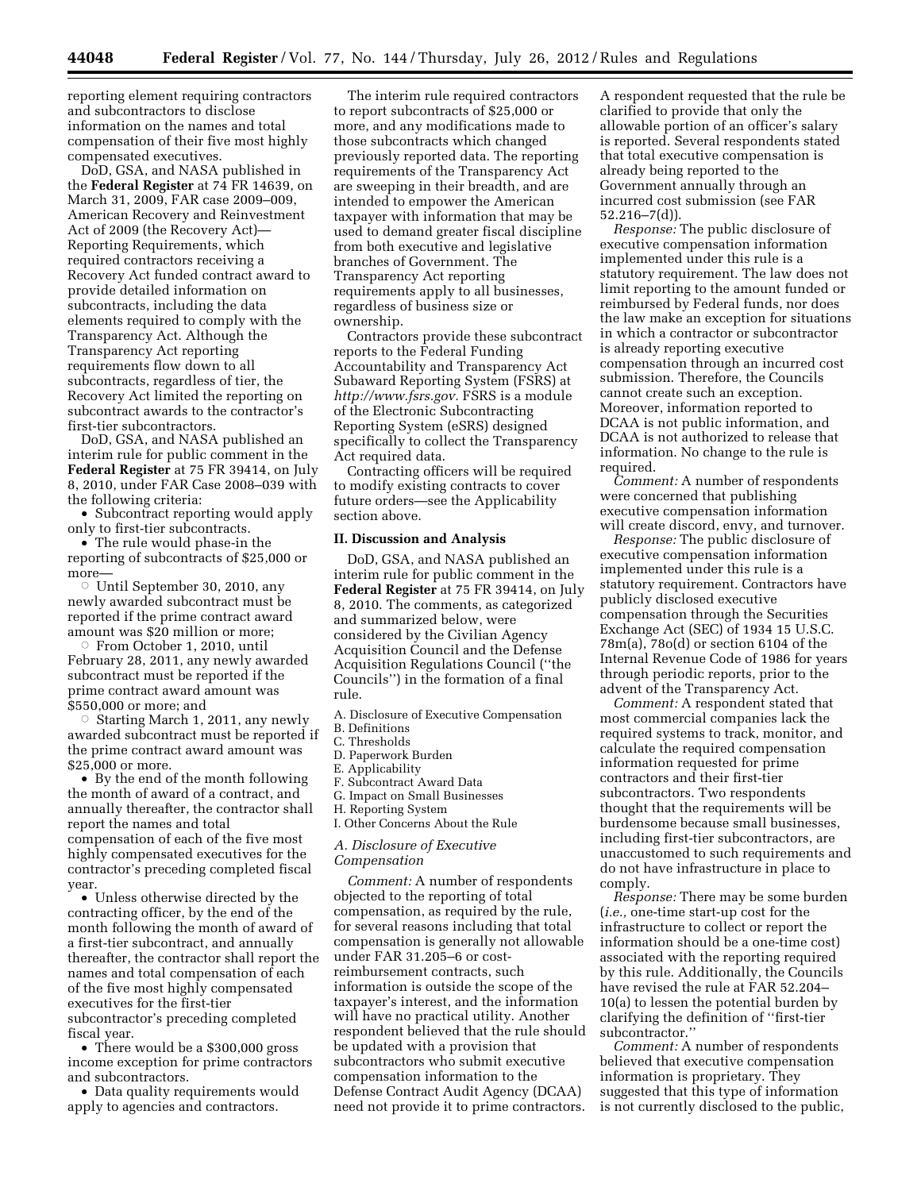reporting element requiring contractors and subcontractors to disclose information on the names and total compensation of their five most highly compensated executives.

DoD, GSA, and NASA published in the **Federal Register** at 74 FR 14639, on March 31, 2009, FAR case 2009–009, American Recovery and Reinvestment Act of 2009 (the Recovery Act)—Reporting Requirements, which required contractors receiving a Recovery Act funded contract award to provide detailed information on subcontracts, including the data elements required to comply with the Transparency Act. Although the Transparency Act reporting requirements flow down to all subcontracts, regardless of tier, the Recovery Act limited the reporting on subcontract awards to the contractor's first-tier subcontractors.

DoD, GSA, and NASA published an interim rule for public comment in the **Federal Register** at 75 FR 39414, on July 8, 2010, under FAR Case 2008–039 with the following criteria:

- Subcontract reporting would apply only to first-tier subcontracts.
- The rule would phase-in the reporting of subcontracts of $25,000 or more—
  - Until September 30, 2010, any newly awarded subcontract must be reported if the prime contract award amount was $20 million or more;
  - From October 1, 2010, until February 28, 2011, any newly awarded subcontract must be reported if the prime contract award amount was $550,000 or more; and
  - Starting March 1, 2011, any newly awarded subcontract must be reported if the prime contract award amount was $25,000 or more.
- By the end of the month following the month of award of a contract, and annually thereafter, the contractor shall report the names and total compensation of each of the five most highly compensated executives for the contractor's preceding completed fiscal year.
- Unless otherwise directed by the contracting officer, by the end of the month following the month of award of a first-tier subcontract, and annually thereafter, the contractor shall report the names and total compensation of each of the five most highly compensated executives for the first-tier subcontractor's preceding completed fiscal year.
- There would be a $300,000 gross income exception for prime contractors and subcontractors.
- Data quality requirements would apply to agencies and contractors.

The interim rule required contractors to report subcontracts of $25,000 or more, and any modifications made to those subcontracts which changed previously reported data. The reporting requirements of the Transparency Act are sweeping in their breadth, and are intended to empower the American taxpayer with information that may be used to demand greater fiscal discipline from both executive and legislative branches of Government. The Transparency Act reporting requirements apply to all businesses, regardless of business size or ownership.

Contractors provide these subcontract reports to the Federal Funding Accountability and Transparency Act Subaward Reporting System (FSRS) at *http://www.fsrs.gov.* FSRS is a module of the Electronic Subcontracting Reporting System (eSRS) designed specifically to collect the Transparency Act required data.

Contracting officers will be required to modify existing contracts to cover future orders—see the Applicability section above.

## II. Discussion and Analysis

DoD, GSA, and NASA published an interim rule for public comment in the **Federal Register** at 75 FR 39414, on July 8, 2010. The comments, as categorized and summarized below, were considered by the Civilian Agency Acquisition Council and the Defense Acquisition Regulations Council (''the Councils'') in the formation of a final rule.

A. Disclosure of Executive Compensation
B. Definitions
C. Thresholds
D. Paperwork Burden
E. Applicability
F. Subcontract Award Data
G. Impact on Small Businesses
H. Reporting System
I. Other Concerns About the Rule

### *A. Disclosure of Executive Compensation*

*Comment:* A number of respondents objected to the reporting of total compensation, as required by the rule, for several reasons including that total compensation is generally not allowable under FAR 31.205–6 or cost-reimbursement contracts, such information is outside the scope of the taxpayer's interest, and the information will have no practical utility. Another respondent believed that the rule should be updated with a provision that subcontractors who submit executive compensation information to the Defense Contract Audit Agency (DCAA) need not provide it to prime contractors. A respondent requested that the rule be clarified to provide that only the allowable portion of an officer's salary is reported. Several respondents stated that total executive compensation is already being reported to the Government annually through an incurred cost submission (see FAR 52.216–7(d)).

*Response:* The public disclosure of executive compensation information implemented under this rule is a statutory requirement. The law does not limit reporting to the amount funded or reimbursed by Federal funds, nor does the law make an exception for situations in which a contractor or subcontractor is already reporting executive compensation through an incurred cost submission. Therefore, the Councils cannot create such an exception. Moreover, information reported to DCAA is not public information, and DCAA is not authorized to release that information. No change to the rule is required.

*Comment:* A number of respondents were concerned that publishing executive compensation information will create discord, envy, and turnover.

*Response:* The public disclosure of executive compensation information implemented under this rule is a statutory requirement. Contractors have publicly disclosed executive compensation through the Securities Exchange Act (SEC) of 1934 15 U.S.C. 78m(a), 78o(d) or section 6104 of the Internal Revenue Code of 1986 for years through periodic reports, prior to the advent of the Transparency Act.

*Comment:* A respondent stated that most commercial companies lack the required systems to track, monitor, and calculate the required compensation information requested for prime contractors and their first-tier subcontractors. Two respondents thought that the requirements will be burdensome because small businesses, including first-tier subcontractors, are unaccustomed to such requirements and do not have infrastructure in place to comply.

*Response:* There may be some burden (*i.e.,* one-time start-up cost for the infrastructure to collect or report the information should be a one-time cost) associated with the reporting required by this rule. Additionally, the Councils have revised the rule at FAR 52.204–10(a) to lessen the potential burden by clarifying the definition of ''first-tier subcontractor.''

*Comment:* A number of respondents believed that executive compensation information is proprietary. They suggested that this type of information is not currently disclosed to the public,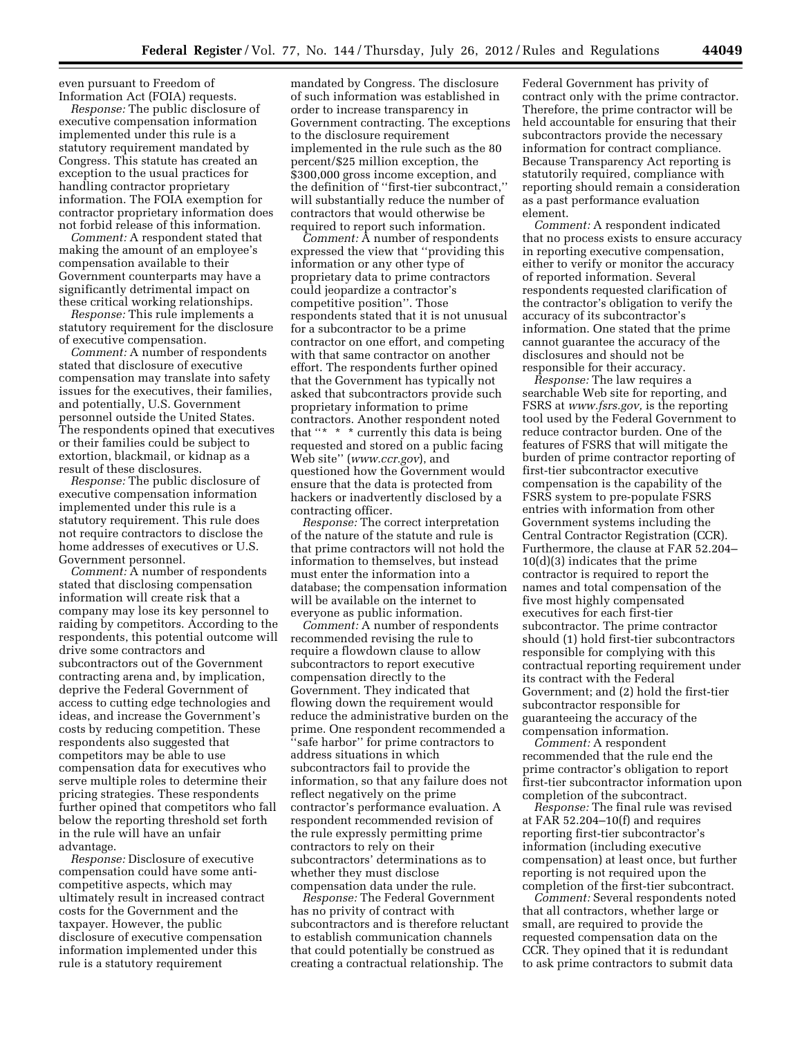even pursuant to Freedom of Information Act (FOIA) requests.

*Response:* The public disclosure of executive compensation information implemented under this rule is a statutory requirement mandated by Congress. This statute has created an exception to the usual practices for handling contractor proprietary information. The FOIA exemption for contractor proprietary information does not forbid release of this information.

*Comment:* A respondent stated that making the amount of an employee's compensation available to their Government counterparts may have a significantly detrimental impact on these critical working relationships.

*Response:* This rule implements a statutory requirement for the disclosure of executive compensation.

*Comment:* A number of respondents stated that disclosure of executive compensation may translate into safety issues for the executives, their families, and potentially, U.S. Government personnel outside the United States. The respondents opined that executives or their families could be subject to extortion, blackmail, or kidnap as a result of these disclosures.

*Response:* The public disclosure of executive compensation information implemented under this rule is a statutory requirement. This rule does not require contractors to disclose the home addresses of executives or U.S. Government personnel.

*Comment:* A number of respondents stated that disclosing compensation information will create risk that a company may lose its key personnel to raiding by competitors. According to the respondents, this potential outcome will drive some contractors and subcontractors out of the Government contracting arena and, by implication, deprive the Federal Government of access to cutting edge technologies and ideas, and increase the Government's costs by reducing competition. These respondents also suggested that competitors may be able to use compensation data for executives who serve multiple roles to determine their pricing strategies. These respondents further opined that competitors who fall below the reporting threshold set forth in the rule will have an unfair advantage.

*Response:* Disclosure of executive compensation could have some anti-competitive aspects, which may ultimately result in increased contract costs for the Government and the taxpayer. However, the public disclosure of executive compensation information implemented under this rule is a statutory requirement mandated by Congress. The disclosure of such information was established in order to increase transparency in Government contracting. The exceptions to the disclosure requirement implemented in the rule such as the 80 percent/$25 million exception, the $300,000 gross income exception, and the definition of "first-tier subcontract," will substantially reduce the number of contractors that would otherwise be required to report such information.

*Comment:* A number of respondents expressed the view that "providing this information or any other type of proprietary data to prime contractors could jeopardize a contractor's competitive position". Those respondents stated that it is not unusual for a subcontractor to be a prime contractor on one effort, and competing with that same contractor on another effort. The respondents further opined that the Government has typically not asked that subcontractors provide such proprietary information to prime contractors. Another respondent noted that "* * * currently this data is being requested and stored on a public facing Web site" (*www.ccr.gov*), and questioned how the Government would ensure that the data is protected from hackers or inadvertently disclosed by a contracting officer.

*Response:* The correct interpretation of the nature of the statute and rule is that prime contractors will not hold the information to themselves, but instead must enter the information into a database; the compensation information will be available on the internet to everyone as public information.

*Comment:* A number of respondents recommended revising the rule to require a flowdown clause to allow subcontractors to report executive compensation directly to the Government. They indicated that flowing down the requirement would reduce the administrative burden on the prime. One respondent recommended a "safe harbor" for prime contractors to address situations in which subcontractors fail to provide the information, so that any failure does not reflect negatively on the prime contractor's performance evaluation. A respondent recommended revision of the rule expressly permitting prime contractors to rely on their subcontractors' determinations as to whether they must disclose compensation data under the rule.

*Response:* The Federal Government has no privity of contract with subcontractors and is therefore reluctant to establish communication channels that could potentially be construed as creating a contractual relationship. The Federal Government has privity of contract only with the prime contractor. Therefore, the prime contractor will be held accountable for ensuring that their subcontractors provide the necessary information for contract compliance. Because Transparency Act reporting is statutorily required, compliance with reporting should remain a consideration as a past performance evaluation element.

*Comment:* A respondent indicated that no process exists to ensure accuracy in reporting executive compensation, either to verify or monitor the accuracy of reported information. Several respondents requested clarification of the contractor's obligation to verify the accuracy of its subcontractor's information. One stated that the prime cannot guarantee the accuracy of the disclosures and should not be responsible for their accuracy.

*Response:* The law requires a searchable Web site for reporting, and FSRS at *www.fsrs.gov,* is the reporting tool used by the Federal Government to reduce contractor burden. One of the features of FSRS that will mitigate the burden of prime contractor reporting of first-tier subcontractor executive compensation is the capability of the FSRS system to pre-populate FSRS entries with information from other Government systems including the Central Contractor Registration (CCR). Furthermore, the clause at FAR 52.204–10(d)(3) indicates that the prime contractor is required to report the names and total compensation of the five most highly compensated executives for each first-tier subcontractor. The prime contractor should (1) hold first-tier subcontractors responsible for complying with this contractual reporting requirement under its contract with the Federal Government; and (2) hold the first-tier subcontractor responsible for guaranteeing the accuracy of the compensation information.

*Comment:* A respondent recommended that the rule end the prime contractor's obligation to report first-tier subcontractor information upon completion of the subcontract.

*Response:* The final rule was revised at FAR 52.204–10(f) and requires reporting first-tier subcontractor's information (including executive compensation) at least once, but further reporting is not required upon the completion of the first-tier subcontract.

*Comment:* Several respondents noted that all contractors, whether large or small, are required to provide the requested compensation data on the CCR. They opined that it is redundant to ask prime contractors to submit data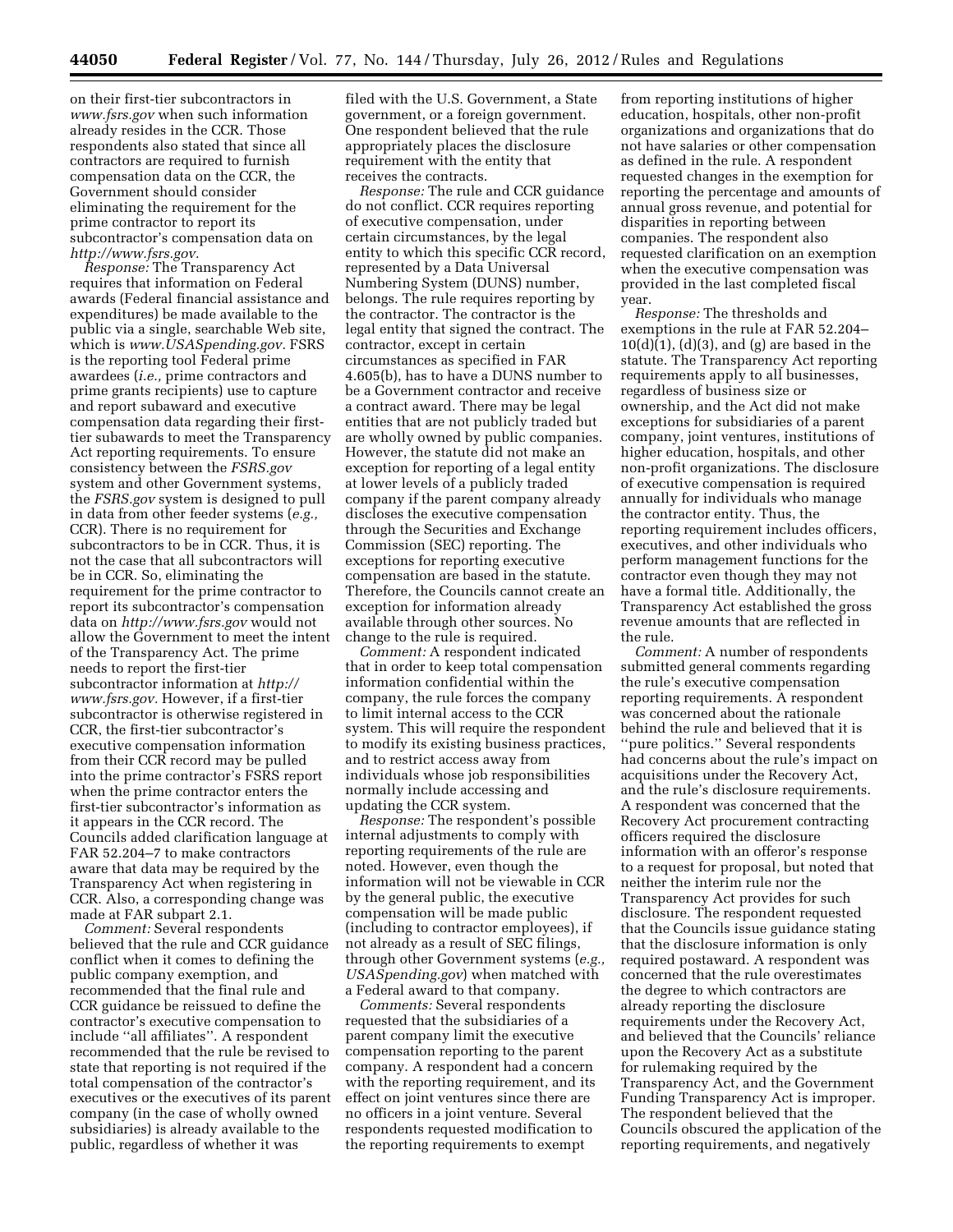on their first-tier subcontractors in *www.fsrs.gov* when such information already resides in the CCR. Those respondents also stated that since all contractors are required to furnish compensation data on the CCR, the Government should consider eliminating the requirement for the prime contractor to report its subcontractor's compensation data on *http://www.fsrs.gov.*

*Response:* The Transparency Act requires that information on Federal awards (Federal financial assistance and expenditures) be made available to the public via a single, searchable Web site, which is *www.USASpending.gov.* FSRS is the reporting tool Federal prime awardees (*i.e.,* prime contractors and prime grants recipients) use to capture and report subaward and executive compensation data regarding their first-tier subawards to meet the Transparency Act reporting requirements. To ensure consistency between the *FSRS.gov* system and other Government systems, the *FSRS.gov* system is designed to pull in data from other feeder systems (*e.g.,* CCR). There is no requirement for subcontractors to be in CCR. Thus, it is not the case that all subcontractors will be in CCR. So, eliminating the requirement for the prime contractor to report its subcontractor's compensation data on *http://www.fsrs.gov* would not allow the Government to meet the intent of the Transparency Act. The prime needs to report the first-tier subcontractor information at *http://www.fsrs.gov.* However, if a first-tier subcontractor is otherwise registered in CCR, the first-tier subcontractor's executive compensation information from their CCR record may be pulled into the prime contractor's FSRS report when the prime contractor enters the first-tier subcontractor's information as it appears in the CCR record. The Councils added clarification language at FAR 52.204–7 to make contractors aware that data may be required by the Transparency Act when registering in CCR. Also, a corresponding change was made at FAR subpart 2.1.

*Comment:* Several respondents believed that the rule and CCR guidance conflict when it comes to defining the public company exemption, and recommended that the final rule and CCR guidance be reissued to define the contractor's executive compensation to include ''all affiliates''. A respondent recommended that the rule be revised to state that reporting is not required if the total compensation of the contractor's executives or the executives of its parent company (in the case of wholly owned subsidiaries) is already available to the public, regardless of whether it was filed with the U.S. Government, a State government, or a foreign government. One respondent believed that the rule appropriately places the disclosure requirement with the entity that receives the contracts.

*Response:* The rule and CCR guidance do not conflict. CCR requires reporting of executive compensation, under certain circumstances, by the legal entity to which this specific CCR record, represented by a Data Universal Numbering System (DUNS) number, belongs. The rule requires reporting by the contractor. The contractor is the legal entity that signed the contract. The contractor, except in certain circumstances as specified in FAR 4.605(b), has to have a DUNS number to be a Government contractor and receive a contract award. There may be legal entities that are not publicly traded but are wholly owned by public companies. However, the statute did not make an exception for reporting of a legal entity at lower levels of a publicly traded company if the parent company already discloses the executive compensation through the Securities and Exchange Commission (SEC) reporting. The exceptions for reporting executive compensation are based in the statute. Therefore, the Councils cannot create an exception for information already available through other sources. No change to the rule is required.

*Comment:* A respondent indicated that in order to keep total compensation information confidential within the company, the rule forces the company to limit internal access to the CCR system. This will require the respondent to modify its existing business practices, and to restrict access away from individuals whose job responsibilities normally include accessing and updating the CCR system.

*Response:* The respondent's possible internal adjustments to comply with reporting requirements of the rule are noted. However, even though the information will not be viewable in CCR by the general public, the executive compensation will be made public (including to contractor employees), if not already as a result of SEC filings, through other Government systems (*e.g., USASpending.gov*) when matched with a Federal award to that company.

*Comments:* Several respondents requested that the subsidiaries of a parent company limit the executive compensation reporting to the parent company. A respondent had a concern with the reporting requirement, and its effect on joint ventures since there are no officers in a joint venture. Several respondents requested modification to the reporting requirements to exempt from reporting institutions of higher education, hospitals, other non-profit organizations and organizations that do not have salaries or other compensation as defined in the rule. A respondent requested changes in the exemption for reporting the percentage and amounts of annual gross revenue, and potential for disparities in reporting between companies. The respondent also requested clarification on an exemption when the executive compensation was provided in the last completed fiscal year.

*Response:* The thresholds and exemptions in the rule at FAR 52.204–10(d)(1), (d)(3), and (g) are based in the statute. The Transparency Act reporting requirements apply to all businesses, regardless of business size or ownership, and the Act did not make exceptions for subsidiaries of a parent company, joint ventures, institutions of higher education, hospitals, and other non-profit organizations. The disclosure of executive compensation is required annually for individuals who manage the contractor entity. Thus, the reporting requirement includes officers, executives, and other individuals who perform management functions for the contractor even though they may not have a formal title. Additionally, the Transparency Act established the gross revenue amounts that are reflected in the rule.

*Comment:* A number of respondents submitted general comments regarding the rule's executive compensation reporting requirements. A respondent was concerned about the rationale behind the rule and believed that it is ''pure politics.'' Several respondents had concerns about the rule's impact on acquisitions under the Recovery Act, and the rule's disclosure requirements. A respondent was concerned that the Recovery Act procurement contracting officers required the disclosure information with an offeror's response to a request for proposal, but noted that neither the interim rule nor the Transparency Act provides for such disclosure. The respondent requested that the Councils issue guidance stating that the disclosure information is only required postaward. A respondent was concerned that the rule overestimates the degree to which contractors are already reporting the disclosure requirements under the Recovery Act, and believed that the Councils' reliance upon the Recovery Act as a substitute for rulemaking required by the Transparency Act, and the Government Funding Transparency Act is improper. The respondent believed that the Councils obscured the application of the reporting requirements, and negatively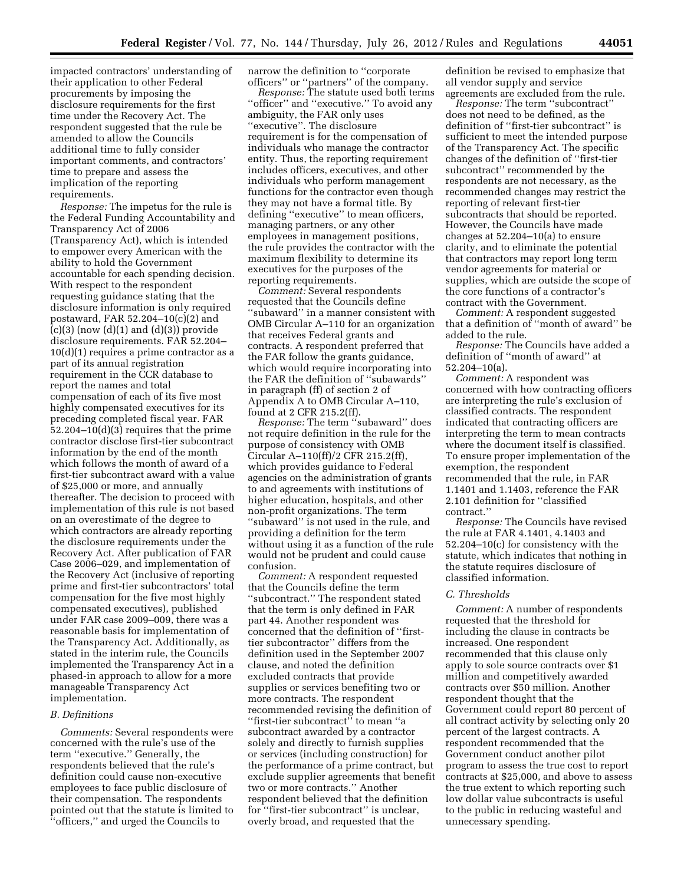impacted contractors' understanding of their application to other Federal procurements by imposing the disclosure requirements for the first time under the Recovery Act. The respondent suggested that the rule be amended to allow the Councils additional time to fully consider important comments, and contractors' time to prepare and assess the implication of the reporting requirements.

*Response:* The impetus for the rule is the Federal Funding Accountability and Transparency Act of 2006 (Transparency Act), which is intended to empower every American with the ability to hold the Government accountable for each spending decision. With respect to the respondent requesting guidance stating that the disclosure information is only required postaward, FAR 52.204–10(c)(2) and (c)(3) (now (d)(1) and (d)(3)) provide disclosure requirements. FAR 52.204–10(d)(1) requires a prime contractor as a part of its annual registration requirement in the CCR database to report the names and total compensation of each of its five most highly compensated executives for its preceding completed fiscal year. FAR 52.204–10(d)(3) requires that the prime contractor disclose first-tier subcontract information by the end of the month which follows the month of award of a first-tier subcontract award with a value of $25,000 or more, and annually thereafter. The decision to proceed with implementation of this rule is not based on an overestimate of the degree to which contractors are already reporting the disclosure requirements under the Recovery Act. After publication of FAR Case 2006–029, and implementation of the Recovery Act (inclusive of reporting prime and first-tier subcontractors' total compensation for the five most highly compensated executives), published under FAR case 2009–009, there was a reasonable basis for implementation of the Transparency Act. Additionally, as stated in the interim rule, the Councils implemented the Transparency Act in a phased-in approach to allow for a more manageable Transparency Act implementation.

### *B. Definitions*

*Comments:* Several respondents were concerned with the rule's use of the term ''executive.'' Generally, the respondents believed that the rule's definition could cause non-executive employees to face public disclosure of their compensation. The respondents pointed out that the statute is limited to ''officers,'' and urged the Councils to narrow the definition to ''corporate officers'' or ''partners'' of the company.

*Response:* The statute used both terms ''officer'' and ''executive.'' To avoid any ambiguity, the FAR only uses ''executive''. The disclosure requirement is for the compensation of individuals who manage the contractor entity. Thus, the reporting requirement includes officers, executives, and other individuals who perform management functions for the contractor even though they may not have a formal title. By defining ''executive'' to mean officers, managing partners, or any other employees in management positions, the rule provides the contractor with the maximum flexibility to determine its executives for the purposes of the reporting requirements.

*Comment:* Several respondents requested that the Councils define ''subaward'' in a manner consistent with OMB Circular A–110 for an organization that receives Federal grants and contracts. A respondent preferred that the FAR follow the grants guidance, which would require incorporating into the FAR the definition of ''subawards'' in paragraph (ff) of section 2 of Appendix A to OMB Circular A–110, found at 2 CFR 215.2(ff).

*Response:* The term ''subaward'' does not require definition in the rule for the purpose of consistency with OMB Circular A–110(ff)/2 CFR 215.2(ff), which provides guidance to Federal agencies on the administration of grants to and agreements with institutions of higher education, hospitals, and other non-profit organizations. The term ''subaward'' is not used in the rule, and providing a definition for the term without using it as a function of the rule would not be prudent and could cause confusion.

*Comment:* A respondent requested that the Councils define the term ''subcontract.'' The respondent stated that the term is only defined in FAR part 44. Another respondent was concerned that the definition of ''first-tier subcontractor'' differs from the definition used in the September 2007 clause, and noted the definition excluded contracts that provide supplies or services benefiting two or more contracts. The respondent recommended revising the definition of ''first-tier subcontract'' to mean ''a subcontract awarded by a contractor solely and directly to furnish supplies or services (including construction) for the performance of a prime contract, but exclude supplier agreements that benefit two or more contracts.'' Another respondent believed that the definition for ''first-tier subcontract'' is unclear, overly broad, and requested that the definition be revised to emphasize that all vendor supply and service agreements are excluded from the rule.

*Response:* The term ''subcontract'' does not need to be defined, as the definition of ''first-tier subcontract'' is sufficient to meet the intended purpose of the Transparency Act. The specific changes of the definition of ''first-tier subcontract'' recommended by the respondents are not necessary, as the recommended changes may restrict the reporting of relevant first-tier subcontracts that should be reported. However, the Councils have made changes at 52.204–10(a) to ensure clarity, and to eliminate the potential that contractors may report long term vendor agreements for material or supplies, which are outside the scope of the core functions of a contractor's contract with the Government.

*Comment:* A respondent suggested that a definition of ''month of award'' be added to the rule.

*Response:* The Councils have added a definition of ''month of award'' at 52.204–10(a).

*Comment:* A respondent was concerned with how contracting officers are interpreting the rule's exclusion of classified contracts. The respondent indicated that contracting officers are interpreting the term to mean contracts where the document itself is classified. To ensure proper implementation of the exemption, the respondent recommended that the rule, in FAR 1.1401 and 1.1403, reference the FAR 2.101 definition for ''classified contract.''

*Response:* The Councils have revised the rule at FAR 4.1401, 4.1403 and 52.204–10(c) for consistency with the statute, which indicates that nothing in the statute requires disclosure of classified information.

### *C. Thresholds*

*Comment:* A number of respondents requested that the threshold for including the clause in contracts be increased. One respondent recommended that this clause only apply to sole source contracts over $1 million and competitively awarded contracts over $50 million. Another respondent thought that the Government could report 80 percent of all contract activity by selecting only 20 percent of the largest contracts. A respondent recommended that the Government conduct another pilot program to assess the true cost to report contracts at $25,000, and above to assess the true extent to which reporting such low dollar value subcontracts is useful to the public in reducing wasteful and unnecessary spending.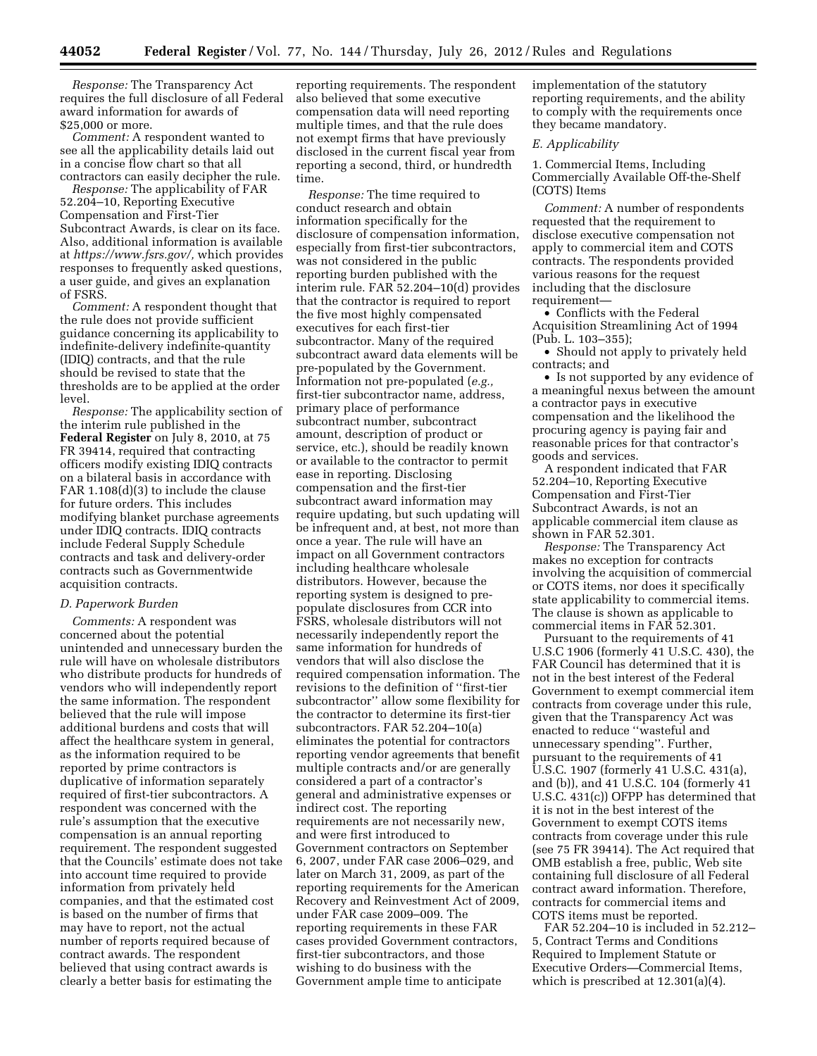*Response:* The Transparency Act requires the full disclosure of all Federal award information for awards of $25,000 or more.

*Comment:* A respondent wanted to see all the applicability details laid out in a concise flow chart so that all contractors can easily decipher the rule.

*Response:* The applicability of FAR 52.204–10, Reporting Executive Compensation and First-Tier Subcontract Awards, is clear on its face. Also, additional information is available at *https://www.fsrs.gov/,* which provides responses to frequently asked questions, a user guide, and gives an explanation of FSRS.

*Comment:* A respondent thought that the rule does not provide sufficient guidance concerning its applicability to indefinite-delivery indefinite-quantity (IDIQ) contracts, and that the rule should be revised to state that the thresholds are to be applied at the order level.

*Response:* The applicability section of the interim rule published in the **Federal Register** on July 8, 2010, at 75 FR 39414, required that contracting officers modify existing IDIQ contracts on a bilateral basis in accordance with FAR 1.108(d)(3) to include the clause for future orders. This includes modifying blanket purchase agreements under IDIQ contracts. IDIQ contracts include Federal Supply Schedule contracts and task and delivery-order contracts such as Governmentwide acquisition contracts.

### D. Paperwork Burden

*Comments:* A respondent was concerned about the potential unintended and unnecessary burden the rule will have on wholesale distributors who distribute products for hundreds of vendors who will independently report the same information. The respondent believed that the rule will impose additional burdens and costs that will affect the healthcare system in general, as the information required to be reported by prime contractors is duplicative of information separately required of first-tier subcontractors. A respondent was concerned with the rule's assumption that the executive compensation is an annual reporting requirement. The respondent suggested that the Councils' estimate does not take into account time required to provide information from privately held companies, and that the estimated cost is based on the number of firms that may have to report, not the actual number of reports required because of contract awards. The respondent believed that using contract awards is clearly a better basis for estimating the reporting requirements. The respondent also believed that some executive compensation data will need reporting multiple times, and that the rule does not exempt firms that have previously disclosed in the current fiscal year from reporting a second, third, or hundredth time.

*Response:* The time required to conduct research and obtain information specifically for the disclosure of compensation information, especially from first-tier subcontractors, was not considered in the public reporting burden published with the interim rule. FAR 52.204–10(d) provides that the contractor is required to report the five most highly compensated executives for each first-tier subcontractor. Many of the required subcontract award data elements will be pre-populated by the Government. Information not pre-populated (*e.g.,* first-tier subcontractor name, address, primary place of performance subcontract number, subcontract amount, description of product or service, etc.), should be readily known or available to the contractor to permit ease in reporting. Disclosing compensation and the first-tier subcontract award information may require updating, but such updating will be infrequent and, at best, not more than once a year. The rule will have an impact on all Government contractors including healthcare wholesale distributors. However, because the reporting system is designed to pre-populate disclosures from CCR into FSRS, wholesale distributors will not necessarily independently report the same information for hundreds of vendors that will also disclose the required compensation information. The revisions to the definition of ''first-tier subcontractor'' allow some flexibility for the contractor to determine its first-tier subcontractors. FAR 52.204–10(a) eliminates the potential for contractors reporting vendor agreements that benefit multiple contracts and/or are generally considered a part of a contractor's general and administrative expenses or indirect cost. The reporting requirements are not necessarily new, and were first introduced to Government contractors on September 6, 2007, under FAR case 2006–029, and later on March 31, 2009, as part of the reporting requirements for the American Recovery and Reinvestment Act of 2009, under FAR case 2009–009. The reporting requirements in these FAR cases provided Government contractors, first-tier subcontractors, and those wishing to do business with the Government ample time to anticipate implementation of the statutory reporting requirements, and the ability to comply with the requirements once they became mandatory.

### E. Applicability

#### 1. Commercial Items, Including Commercially Available Off-the-Shelf (COTS) Items

*Comment:* A number of respondents requested that the requirement to disclose executive compensation not apply to commercial item and COTS contracts. The respondents provided various reasons for the request including that the disclosure requirement—

- Conflicts with the Federal Acquisition Streamlining Act of 1994 (Pub. L. 103–355);
- Should not apply to privately held contracts; and
- Is not supported by any evidence of a meaningful nexus between the amount a contractor pays in executive compensation and the likelihood the procuring agency is paying fair and reasonable prices for that contractor's goods and services.

A respondent indicated that FAR 52.204–10, Reporting Executive Compensation and First-Tier Subcontract Awards, is not an applicable commercial item clause as shown in FAR 52.301.

*Response:* The Transparency Act makes no exception for contracts involving the acquisition of commercial or COTS items, nor does it specifically state applicability to commercial items. The clause is shown as applicable to commercial items in FAR 52.301.

Pursuant to the requirements of 41 U.S.C 1906 (formerly 41 U.S.C. 430), the FAR Council has determined that it is not in the best interest of the Federal Government to exempt commercial item contracts from coverage under this rule, given that the Transparency Act was enacted to reduce ''wasteful and unnecessary spending''. Further, pursuant to the requirements of 41 U.S.C. 1907 (formerly 41 U.S.C. 431(a), and (b)), and 41 U.S.C. 104 (formerly 41 U.S.C. 431(c)) OFPP has determined that it is not in the best interest of the Government to exempt COTS items contracts from coverage under this rule (see 75 FR 39414). The Act required that OMB establish a free, public, Web site containing full disclosure of all Federal contract award information. Therefore, contracts for commercial items and COTS items must be reported.

FAR 52.204–10 is included in 52.212–5, Contract Terms and Conditions Required to Implement Statute or Executive Orders—Commercial Items, which is prescribed at 12.301(a)(4).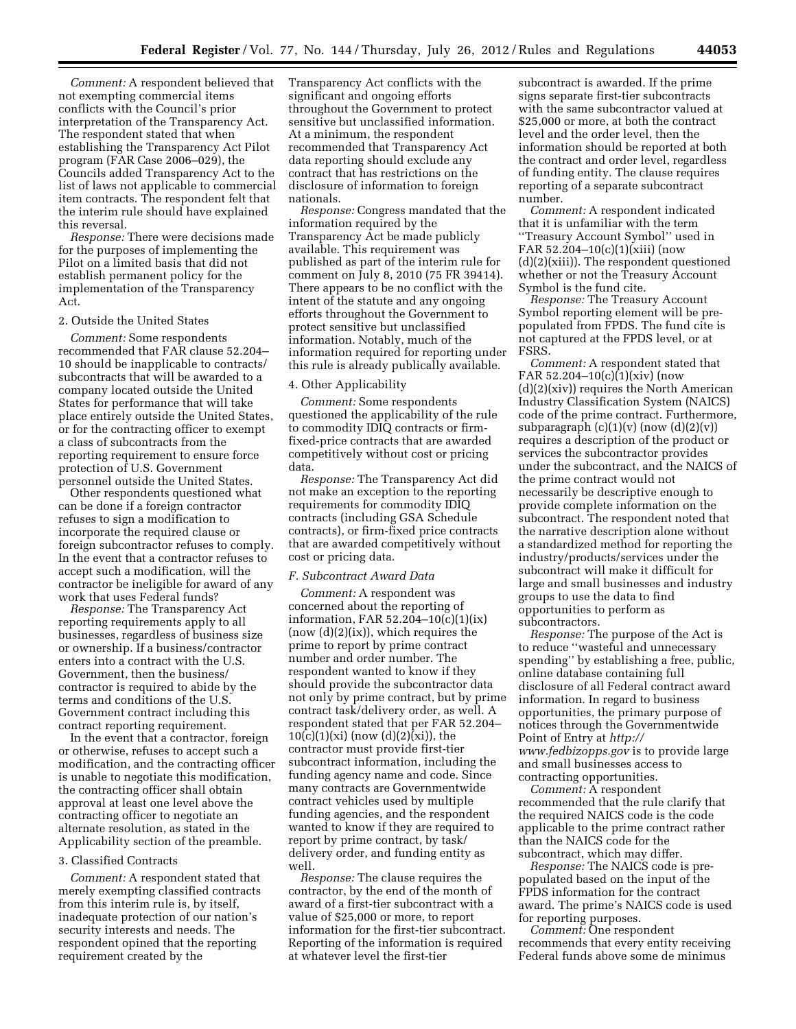*Comment:* A respondent believed that not exempting commercial items conflicts with the Council's prior interpretation of the Transparency Act. The respondent stated that when establishing the Transparency Act Pilot program (FAR Case 2006–029), the Councils added Transparency Act to the list of laws not applicable to commercial item contracts. The respondent felt that the interim rule should have explained this reversal.

*Response:* There were decisions made for the purposes of implementing the Pilot on a limited basis that did not establish permanent policy for the implementation of the Transparency Act.

2. Outside the United States

*Comment:* Some respondents recommended that FAR clause 52.204–10 should be inapplicable to contracts/subcontracts that will be awarded to a company located outside the United States for performance that will take place entirely outside the United States, or for the contracting officer to exempt a class of subcontracts from the reporting requirement to ensure force protection of U.S. Government personnel outside the United States.

Other respondents questioned what can be done if a foreign contractor refuses to sign a modification to incorporate the required clause or foreign subcontractor refuses to comply. In the event that a contractor refuses to accept such a modification, will the contractor be ineligible for award of any work that uses Federal funds?

*Response:* The Transparency Act reporting requirements apply to all businesses, regardless of business size or ownership. If a business/contractor enters into a contract with the U.S. Government, then the business/contractor is required to abide by the terms and conditions of the U.S. Government contract including this contract reporting requirement.

In the event that a contractor, foreign or otherwise, refuses to accept such a modification, and the contracting officer is unable to negotiate this modification, the contracting officer shall obtain approval at least one level above the contracting officer to negotiate an alternate resolution, as stated in the Applicability section of the preamble.

3. Classified Contracts

*Comment:* A respondent stated that merely exempting classified contracts from this interim rule is, by itself, inadequate protection of our nation's security interests and needs. The respondent opined that the reporting requirement created by the Transparency Act conflicts with the significant and ongoing efforts throughout the Government to protect sensitive but unclassified information. At a minimum, the respondent recommended that Transparency Act data reporting should exclude any contract that has restrictions on the disclosure of information to foreign nationals.

*Response:* Congress mandated that the information required by the Transparency Act be made publicly available. This requirement was published as part of the interim rule for comment on July 8, 2010 (75 FR 39414). There appears to be no conflict with the intent of the statute and any ongoing efforts throughout the Government to protect sensitive but unclassified information. Notably, much of the information required for reporting under this rule is already publically available.

4. Other Applicability

*Comment:* Some respondents questioned the applicability of the rule to commodity IDIQ contracts or firm-fixed-price contracts that are awarded competitively without cost or pricing data.

*Response:* The Transparency Act did not make an exception to the reporting requirements for commodity IDIQ contracts (including GSA Schedule contracts), or firm-fixed price contracts that are awarded competitively without cost or pricing data.

### *F. Subcontract Award Data*

*Comment:* A respondent was concerned about the reporting of information, FAR 52.204–10(c)(1)(ix) (now (d)(2)(ix)), which requires the prime to report by prime contract number and order number. The respondent wanted to know if they should provide the subcontractor data not only by prime contract, but by prime contract task/delivery order, as well. A respondent stated that per FAR 52.204–10(c)(1)(xi) (now (d)(2)(xi)), the contractor must provide first-tier subcontract information, including the funding agency name and code. Since many contracts are Governmentwide contract vehicles used by multiple funding agencies, and the respondent wanted to know if they are required to report by prime contract, by task/delivery order, and funding entity as well.

*Response:* The clause requires the contractor, by the end of the month of award of a first-tier subcontract with a value of $25,000 or more, to report information for the first-tier subcontract. Reporting of the information is required at whatever level the first-tier subcontract is awarded. If the prime signs separate first-tier subcontracts with the same subcontractor valued at $25,000 or more, at both the contract level and the order level, then the information should be reported at both the contract and order level, regardless of funding entity. The clause requires reporting of a separate subcontract number.

*Comment:* A respondent indicated that it is unfamiliar with the term ''Treasury Account Symbol'' used in FAR 52.204–10(c)(1)(xiii) (now (d)(2)(xiii)). The respondent questioned whether or not the Treasury Account Symbol is the fund cite.

*Response:* The Treasury Account Symbol reporting element will be pre-populated from FPDS. The fund cite is not captured at the FPDS level, or at FSRS.

*Comment:* A respondent stated that FAR 52.204–10(c)(1)(xiv) (now (d)(2)(xiv)) requires the North American Industry Classification System (NAICS) code of the prime contract. Furthermore, subparagraph (c)(1)(v) (now (d)(2)(v)) requires a description of the product or services the subcontractor provides under the subcontract, and the NAICS of the prime contract would not necessarily be descriptive enough to provide complete information on the subcontract. The respondent noted that the narrative description alone without a standardized method for reporting the industry/products/services under the subcontract will make it difficult for large and small businesses and industry groups to use the data to find opportunities to perform as subcontractors.

*Response:* The purpose of the Act is to reduce ''wasteful and unnecessary spending'' by establishing a free, public, online database containing full disclosure of all Federal contract award information. In regard to business opportunities, the primary purpose of notices through the Governmentwide Point of Entry at *http://www.fedbizopps.gov* is to provide large and small businesses access to contracting opportunities.

*Comment:* A respondent recommended that the rule clarify that the required NAICS code is the code applicable to the prime contract rather than the NAICS code for the subcontract, which may differ.

*Response:* The NAICS code is pre-populated based on the input of the FPDS information for the contract award. The prime's NAICS code is used for reporting purposes.

*Comment:* One respondent recommends that every entity receiving Federal funds above some de minimus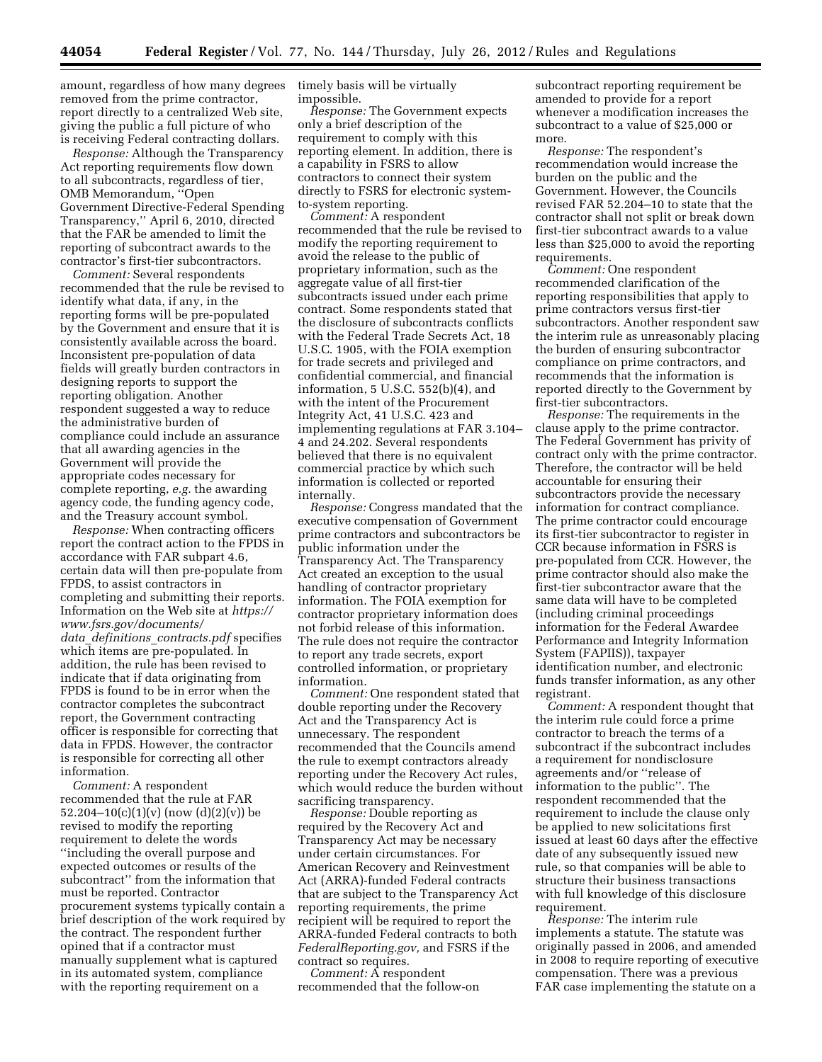amount, regardless of how many degrees removed from the prime contractor, report directly to a centralized Web site, giving the public a full picture of who is receiving Federal contracting dollars.

*Response:* Although the Transparency Act reporting requirements flow down to all subcontracts, regardless of tier, OMB Memorandum, ''Open Government Directive-Federal Spending Transparency,'' April 6, 2010, directed that the FAR be amended to limit the reporting of subcontract awards to the contractor's first-tier subcontractors.

*Comment:* Several respondents recommended that the rule be revised to identify what data, if any, in the reporting forms will be pre-populated by the Government and ensure that it is consistently available across the board. Inconsistent pre-population of data fields will greatly burden contractors in designing reports to support the reporting obligation. Another respondent suggested a way to reduce the administrative burden of compliance could include an assurance that all awarding agencies in the Government will provide the appropriate codes necessary for complete reporting, *e.g.* the awarding agency code, the funding agency code, and the Treasury account symbol.

*Response:* When contracting officers report the contract action to the FPDS in accordance with FAR subpart 4.6, certain data will then pre-populate from FPDS, to assist contractors in completing and submitting their reports. Information on the Web site at *https://www.fsrs.gov/documents/data_definitions_contracts.pdf* specifies which items are pre-populated. In addition, the rule has been revised to indicate that if data originating from FPDS is found to be in error when the contractor completes the subcontract report, the Government contracting officer is responsible for correcting that data in FPDS. However, the contractor is responsible for correcting all other information.

*Comment:* A respondent recommended that the rule at FAR 52.204–10(c)(1)(v) (now (d)(2)(v)) be revised to modify the reporting requirement to delete the words ''including the overall purpose and expected outcomes or results of the subcontract'' from the information that must be reported. Contractor procurement systems typically contain a brief description of the work required by the contract. The respondent further opined that if a contractor must manually supplement what is captured in its automated system, compliance with the reporting requirement on a timely basis will be virtually impossible.

*Response:* The Government expects only a brief description of the requirement to comply with this reporting element. In addition, there is a capability in FSRS to allow contractors to connect their system directly to FSRS for electronic system-to-system reporting.

*Comment:* A respondent recommended that the rule be revised to modify the reporting requirement to avoid the release to the public of proprietary information, such as the aggregate value of all first-tier subcontracts issued under each prime contract. Some respondents stated that the disclosure of subcontracts conflicts with the Federal Trade Secrets Act, 18 U.S.C. 1905, with the FOIA exemption for trade secrets and privileged and confidential commercial, and financial information, 5 U.S.C. 552(b)(4), and with the intent of the Procurement Integrity Act, 41 U.S.C. 423 and implementing regulations at FAR 3.104–4 and 24.202. Several respondents believed that there is no equivalent commercial practice by which such information is collected or reported internally.

*Response:* Congress mandated that the executive compensation of Government prime contractors and subcontractors be public information under the Transparency Act. The Transparency Act created an exception to the usual handling of contractor proprietary information. The FOIA exemption for contractor proprietary information does not forbid release of this information. The rule does not require the contractor to report any trade secrets, export controlled information, or proprietary information.

*Comment:* One respondent stated that double reporting under the Recovery Act and the Transparency Act is unnecessary. The respondent recommended that the Councils amend the rule to exempt contractors already reporting under the Recovery Act rules, which would reduce the burden without sacrificing transparency.

*Response:* Double reporting as required by the Recovery Act and Transparency Act may be necessary under certain circumstances. For American Recovery and Reinvestment Act (ARRA)-funded Federal contracts that are subject to the Transparency Act reporting requirements, the prime recipient will be required to report the ARRA-funded Federal contracts to both *FederalReporting.gov,* and FSRS if the contract so requires.

*Comment:* A respondent recommended that the follow-on subcontract reporting requirement be amended to provide for a report whenever a modification increases the subcontract to a value of $25,000 or more.

*Response:* The respondent's recommendation would increase the burden on the public and the Government. However, the Councils revised FAR 52.204–10 to state that the contractor shall not split or break down first-tier subcontract awards to a value less than $25,000 to avoid the reporting requirements.

*Comment:* One respondent recommended clarification of the reporting responsibilities that apply to prime contractors versus first-tier subcontractors. Another respondent saw the interim rule as unreasonably placing the burden of ensuring subcontractor compliance on prime contractors, and recommends that the information is reported directly to the Government by first-tier subcontractors.

*Response:* The requirements in the clause apply to the prime contractor. The Federal Government has privity of contract only with the prime contractor. Therefore, the contractor will be held accountable for ensuring their subcontractors provide the necessary information for contract compliance. The prime contractor could encourage its first-tier subcontractor to register in CCR because information in FSRS is pre-populated from CCR. However, the prime contractor should also make the first-tier subcontractor aware that the same data will have to be completed (including criminal proceedings information for the Federal Awardee Performance and Integrity Information System (FAPIIS)), taxpayer identification number, and electronic funds transfer information, as any other registrant.

*Comment:* A respondent thought that the interim rule could force a prime contractor to breach the terms of a subcontract if the subcontract includes a requirement for nondisclosure agreements and/or ''release of information to the public''. The respondent recommended that the requirement to include the clause only be applied to new solicitations first issued at least 60 days after the effective date of any subsequently issued new rule, so that companies will be able to structure their business transactions with full knowledge of this disclosure requirement.

*Response:* The interim rule implements a statute. The statute was originally passed in 2006, and amended in 2008 to require reporting of executive compensation. There was a previous FAR case implementing the statute on a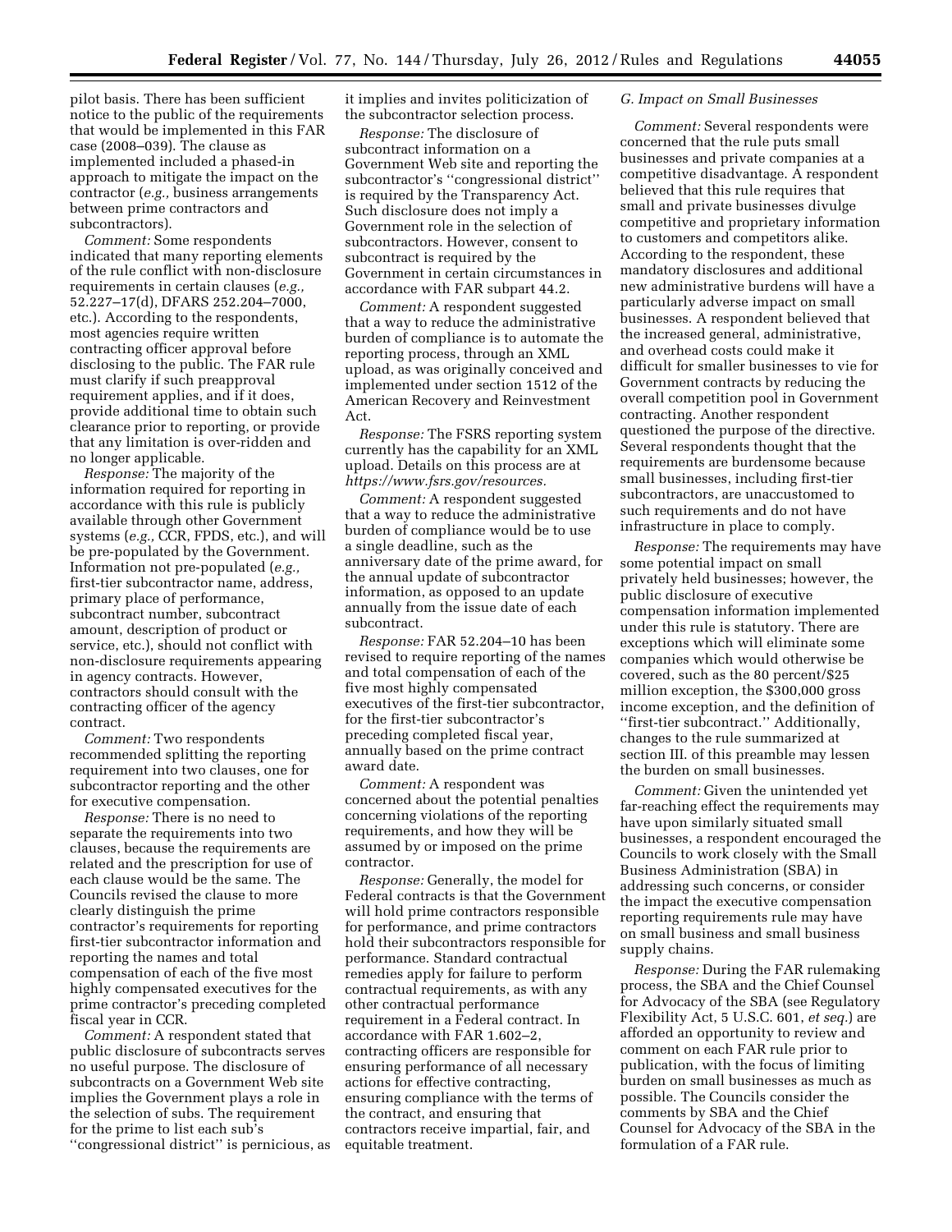pilot basis. There has been sufficient notice to the public of the requirements that would be implemented in this FAR case (2008–039). The clause as implemented included a phased-in approach to mitigate the impact on the contractor (*e.g.,* business arrangements between prime contractors and subcontractors).

*Comment:* Some respondents indicated that many reporting elements of the rule conflict with non-disclosure requirements in certain clauses (*e.g.,* 52.227–17(d), DFARS 252.204–7000, etc.). According to the respondents, most agencies require written contracting officer approval before disclosing to the public. The FAR rule must clarify if such preapproval requirement applies, and if it does, provide additional time to obtain such clearance prior to reporting, or provide that any limitation is over-ridden and no longer applicable.

*Response:* The majority of the information required for reporting in accordance with this rule is publicly available through other Government systems (*e.g.,* CCR, FPDS, etc.), and will be pre-populated by the Government. Information not pre-populated (*e.g.,* first-tier subcontractor name, address, primary place of performance, subcontract number, subcontract amount, description of product or service, etc.), should not conflict with non-disclosure requirements appearing in agency contracts. However, contractors should consult with the contracting officer of the agency contract.

*Comment:* Two respondents recommended splitting the reporting requirement into two clauses, one for subcontractor reporting and the other for executive compensation.

*Response:* There is no need to separate the requirements into two clauses, because the requirements are related and the prescription for use of each clause would be the same. The Councils revised the clause to more clearly distinguish the prime contractor's requirements for reporting first-tier subcontractor information and reporting the names and total compensation of each of the five most highly compensated executives for the prime contractor's preceding completed fiscal year in CCR.

*Comment:* A respondent stated that public disclosure of subcontracts serves no useful purpose. The disclosure of subcontracts on a Government Web site implies the Government plays a role in the selection of subs. The requirement for the prime to list each sub's ''congressional district'' is pernicious, as it implies and invites politicization of the subcontractor selection process.

*Response:* The disclosure of subcontract information on a Government Web site and reporting the subcontractor's ''congressional district'' is required by the Transparency Act. Such disclosure does not imply a Government role in the selection of subcontractors. However, consent to subcontract is required by the Government in certain circumstances in accordance with FAR subpart 44.2.

*Comment:* A respondent suggested that a way to reduce the administrative burden of compliance is to automate the reporting process, through an XML upload, as was originally conceived and implemented under section 1512 of the American Recovery and Reinvestment Act.

*Response:* The FSRS reporting system currently has the capability for an XML upload. Details on this process are at *https://www.fsrs.gov/resources.*

*Comment:* A respondent suggested that a way to reduce the administrative burden of compliance would be to use a single deadline, such as the anniversary date of the prime award, for the annual update of subcontractor information, as opposed to an update annually from the issue date of each subcontract.

*Response:* FAR 52.204–10 has been revised to require reporting of the names and total compensation of each of the five most highly compensated executives of the first-tier subcontractor, for the first-tier subcontractor's preceding completed fiscal year, annually based on the prime contract award date.

*Comment:* A respondent was concerned about the potential penalties concerning violations of the reporting requirements, and how they will be assumed by or imposed on the prime contractor.

*Response:* Generally, the model for Federal contracts is that the Government will hold prime contractors responsible for performance, and prime contractors hold their subcontractors responsible for performance. Standard contractual remedies apply for failure to perform contractual requirements, as with any other contractual performance requirement in a Federal contract. In accordance with FAR 1.602–2, contracting officers are responsible for ensuring performance of all necessary actions for effective contracting, ensuring compliance with the terms of the contract, and ensuring that contractors receive impartial, fair, and equitable treatment.

### G. Impact on Small Businesses

*Comment:* Several respondents were concerned that the rule puts small businesses and private companies at a competitive disadvantage. A respondent believed that this rule requires that small and private businesses divulge competitive and proprietary information to customers and competitors alike. According to the respondent, these mandatory disclosures and additional new administrative burdens will have a particularly adverse impact on small businesses. A respondent believed that the increased general, administrative, and overhead costs could make it difficult for smaller businesses to vie for Government contracts by reducing the overall competition pool in Government contracting. Another respondent questioned the purpose of the directive. Several respondents thought that the requirements are burdensome because small businesses, including first-tier subcontractors, are unaccustomed to such requirements and do not have infrastructure in place to comply.

*Response:* The requirements may have some potential impact on small privately held businesses; however, the public disclosure of executive compensation information implemented under this rule is statutory. There are exceptions which will eliminate some companies which would otherwise be covered, such as the 80 percent/$25 million exception, the $300,000 gross income exception, and the definition of ''first-tier subcontract.'' Additionally, changes to the rule summarized at section III. of this preamble may lessen the burden on small businesses.

*Comment:* Given the unintended yet far-reaching effect the requirements may have upon similarly situated small businesses, a respondent encouraged the Councils to work closely with the Small Business Administration (SBA) in addressing such concerns, or consider the impact the executive compensation reporting requirements rule may have on small business and small business supply chains.

*Response:* During the FAR rulemaking process, the SBA and the Chief Counsel for Advocacy of the SBA (see Regulatory Flexibility Act, 5 U.S.C. 601, *et seq.*) are afforded an opportunity to review and comment on each FAR rule prior to publication, with the focus of limiting burden on small businesses as much as possible. The Councils consider the comments by SBA and the Chief Counsel for Advocacy of the SBA in the formulation of a FAR rule.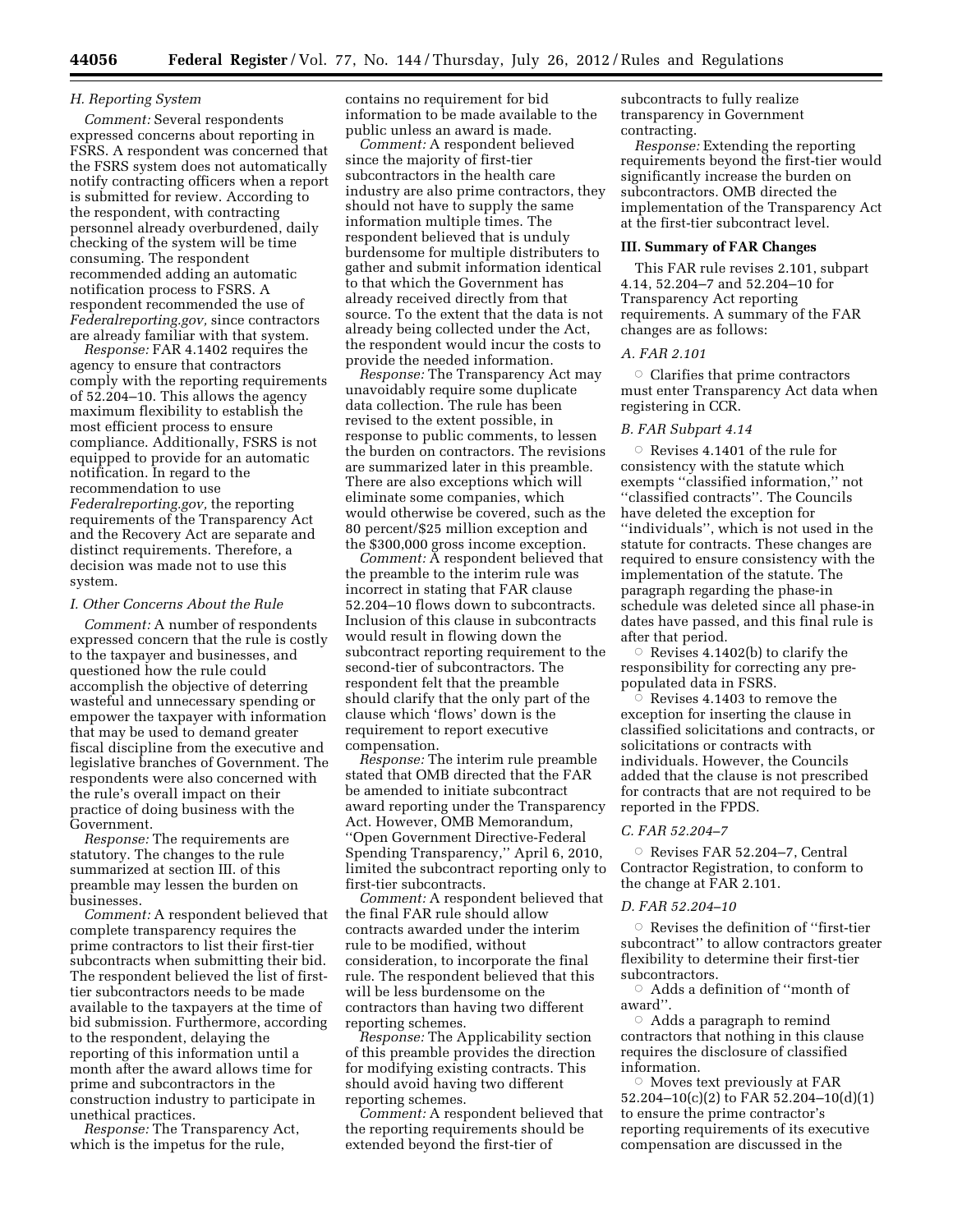### H. Reporting System

*Comment:* Several respondents expressed concerns about reporting in FSRS. A respondent was concerned that the FSRS system does not automatically notify contracting officers when a report is submitted for review. According to the respondent, with contracting personnel already overburdened, daily checking of the system will be time consuming. The respondent recommended adding an automatic notification process to FSRS. A respondent recommended the use of *Federalreporting.gov,* since contractors are already familiar with that system.

*Response:* FAR 4.1402 requires the agency to ensure that contractors comply with the reporting requirements of 52.204–10. This allows the agency maximum flexibility to establish the most efficient process to ensure compliance. Additionally, FSRS is not equipped to provide for an automatic notification. In regard to the recommendation to use *Federalreporting.gov,* the reporting requirements of the Transparency Act and the Recovery Act are separate and distinct requirements. Therefore, a decision was made not to use this system.

### I. Other Concerns About the Rule

*Comment:* A number of respondents expressed concern that the rule is costly to the taxpayer and businesses, and questioned how the rule could accomplish the objective of deterring wasteful and unnecessary spending or empower the taxpayer with information that may be used to demand greater fiscal discipline from the executive and legislative branches of Government. The respondents were also concerned with the rule's overall impact on their practice of doing business with the Government.

*Response:* The requirements are statutory. The changes to the rule summarized at section III. of this preamble may lessen the burden on businesses.

*Comment:* A respondent believed that complete transparency requires the prime contractors to list their first-tier subcontracts when submitting their bid. The respondent believed the list of first-tier subcontractors needs to be made available to the taxpayers at the time of bid submission. Furthermore, according to the respondent, delaying the reporting of this information until a month after the award allows time for prime and subcontractors in the construction industry to participate in unethical practices.

*Response:* The Transparency Act, which is the impetus for the rule, contains no requirement for bid information to be made available to the public unless an award is made.

*Comment:* A respondent believed since the majority of first-tier subcontractors in the health care industry are also prime contractors, they should not have to supply the same information multiple times. The respondent believed that is unduly burdensome for multiple distributers to gather and submit information identical to that which the Government has already received directly from that source. To the extent that the data is not already being collected under the Act, the respondent would incur the costs to provide the needed information.

*Response:* The Transparency Act may unavoidably require some duplicate data collection. The rule has been revised to the extent possible, in response to public comments, to lessen the burden on contractors. The revisions are summarized later in this preamble. There are also exceptions which will eliminate some companies, which would otherwise be covered, such as the 80 percent/$25 million exception and the $300,000 gross income exception.

*Comment:* A respondent believed that the preamble to the interim rule was incorrect in stating that FAR clause 52.204–10 flows down to subcontracts. Inclusion of this clause in subcontracts would result in flowing down the subcontract reporting requirement to the second-tier of subcontractors. The respondent felt that the preamble should clarify that the only part of the clause which 'flows' down is the requirement to report executive compensation.

*Response:* The interim rule preamble stated that OMB directed that the FAR be amended to initiate subcontract award reporting under the Transparency Act. However, OMB Memorandum, ''Open Government Directive-Federal Spending Transparency,'' April 6, 2010, limited the subcontract reporting only to first-tier subcontracts.

*Comment:* A respondent believed that the final FAR rule should allow contracts awarded under the interim rule to be modified, without consideration, to incorporate the final rule. The respondent believed that this will be less burdensome on the contractors than having two different reporting schemes.

*Response:* The Applicability section of this preamble provides the direction for modifying existing contracts. This should avoid having two different reporting schemes.

*Comment:* A respondent believed that the reporting requirements should be extended beyond the first-tier of subcontracts to fully realize transparency in Government contracting.

*Response:* Extending the reporting requirements beyond the first-tier would significantly increase the burden on subcontractors. OMB directed the implementation of the Transparency Act at the first-tier subcontract level.

## III. Summary of FAR Changes

This FAR rule revises 2.101, subpart 4.14, 52.204–7 and 52.204–10 for Transparency Act reporting requirements. A summary of the FAR changes are as follows:

### A. FAR 2.101

- Clarifies that prime contractors must enter Transparency Act data when registering in CCR.

### B. FAR Subpart 4.14

- Revises 4.1401 of the rule for consistency with the statute which exempts ''classified information,'' not ''classified contracts''. The Councils have deleted the exception for ''individuals'', which is not used in the statute for contracts. These changes are required to ensure consistency with the implementation of the statute. The paragraph regarding the phase-in schedule was deleted since all phase-in dates have passed, and this final rule is after that period.
- Revises 4.1402(b) to clarify the responsibility for correcting any pre-populated data in FSRS.
- Revises 4.1403 to remove the exception for inserting the clause in classified solicitations and contracts, or solicitations or contracts with individuals. However, the Councils added that the clause is not prescribed for contracts that are not required to be reported in the FPDS.

### C. FAR 52.204–7

- Revises FAR 52.204–7, Central Contractor Registration, to conform to the change at FAR 2.101.

### D. FAR 52.204–10

- Revises the definition of ''first-tier subcontract'' to allow contractors greater flexibility to determine their first-tier subcontractors.
- Adds a definition of ''month of award''.
- Adds a paragraph to remind contractors that nothing in this clause requires the disclosure of classified information.
- Moves text previously at FAR 52.204–10(c)(2) to FAR 52.204–10(d)(1) to ensure the prime contractor's reporting requirements of its executive compensation are discussed in the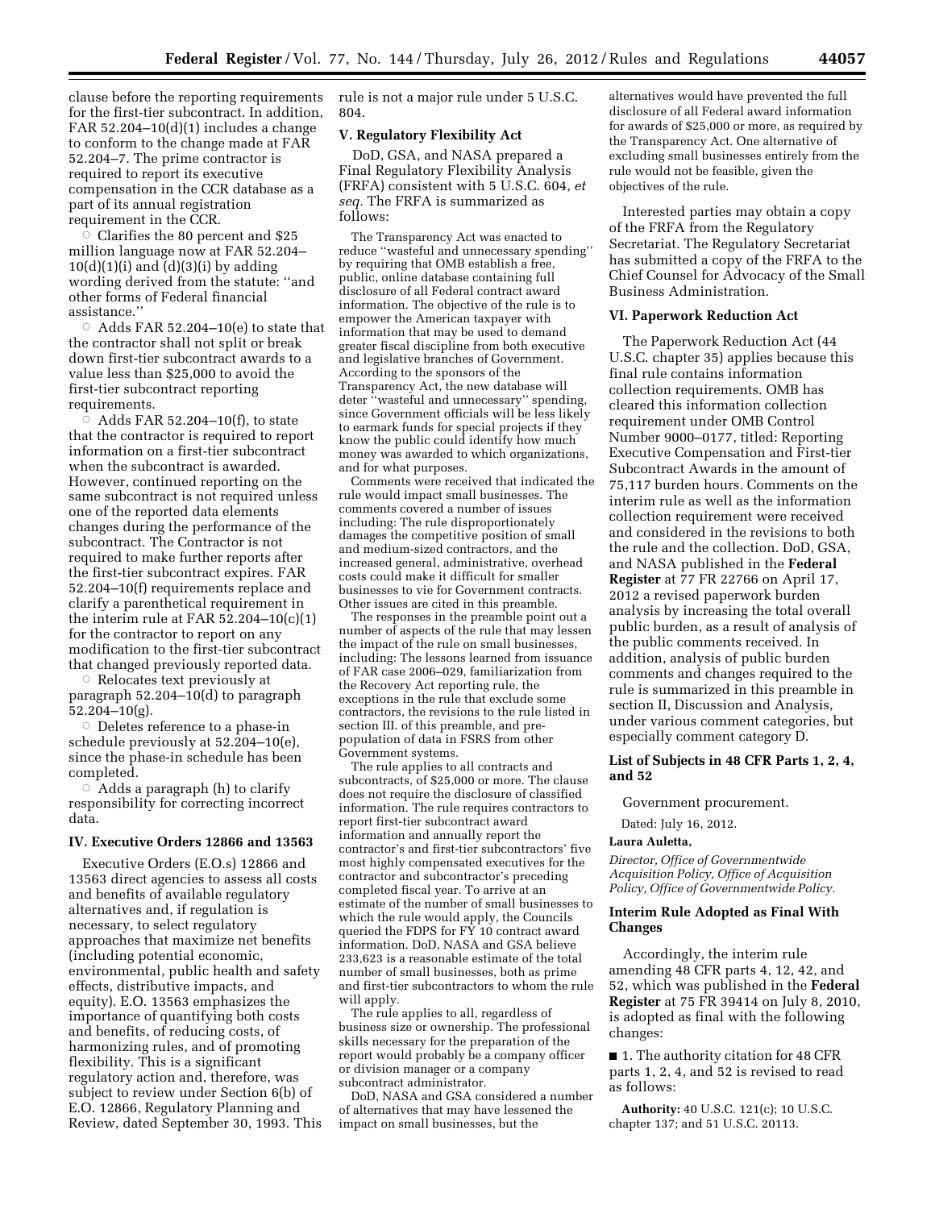clause before the reporting requirements for the first-tier subcontract. In addition, FAR 52.204–10(d)(1) includes a change to conform to the change made at FAR 52.204–7. The prime contractor is required to report its executive compensation in the CCR database as a part of its annual registration requirement in the CCR.

- Clarifies the 80 percent and $25 million language now at FAR 52.204–10(d)(1)(i) and (d)(3)(i) by adding wording derived from the statute: ''and other forms of Federal financial assistance.''
- Adds FAR 52.204–10(e) to state that the contractor shall not split or break down first-tier subcontract awards to a value less than $25,000 to avoid the first-tier subcontract reporting requirements.
- Adds FAR 52.204–10(f), to state that the contractor is required to report information on a first-tier subcontract when the subcontract is awarded. However, continued reporting on the same subcontract is not required unless one of the reported data elements changes during the performance of the subcontract. The Contractor is not required to make further reports after the first-tier subcontract expires. FAR 52.204–10(f) requirements replace and clarify a parenthetical requirement in the interim rule at FAR 52.204–10(c)(1) for the contractor to report on any modification to the first-tier subcontract that changed previously reported data.
- Relocates text previously at paragraph 52.204–10(d) to paragraph 52.204–10(g).
- Deletes reference to a phase-in schedule previously at 52.204–10(e), since the phase-in schedule has been completed.
- Adds a paragraph (h) to clarify responsibility for correcting incorrect data.

### IV. Executive Orders 12866 and 13563

Executive Orders (E.O.s) 12866 and 13563 direct agencies to assess all costs and benefits of available regulatory alternatives and, if regulation is necessary, to select regulatory approaches that maximize net benefits (including potential economic, environmental, public health and safety effects, distributive impacts, and equity). E.O. 13563 emphasizes the importance of quantifying both costs and benefits, of reducing costs, of harmonizing rules, and of promoting flexibility. This is a significant regulatory action and, therefore, was subject to review under Section 6(b) of E.O. 12866, Regulatory Planning and Review, dated September 30, 1993. This rule is not a major rule under 5 U.S.C. 804.

### V. Regulatory Flexibility Act

DoD, GSA, and NASA prepared a Final Regulatory Flexibility Analysis (FRFA) consistent with 5 U.S.C. 604, *et seq.* The FRFA is summarized as follows:

The Transparency Act was enacted to reduce ''wasteful and unnecessary spending'' by requiring that OMB establish a free, public, online database containing full disclosure of all Federal contract award information. The objective of the rule is to empower the American taxpayer with information that may be used to demand greater fiscal discipline from both executive and legislative branches of Government. According to the sponsors of the Transparency Act, the new database will deter ''wasteful and unnecessary'' spending, since Government officials will be less likely to earmark funds for special projects if they know the public could identify how much money was awarded to which organizations, and for what purposes.

Comments were received that indicated the rule would impact small businesses. The comments covered a number of issues including: The rule disproportionately damages the competitive position of small and medium-sized contractors, and the increased general, administrative, overhead costs could make it difficult for smaller businesses to vie for Government contracts. Other issues are cited in this preamble.

The responses in the preamble point out a number of aspects of the rule that may lessen the impact of the rule on small businesses, including: The lessons learned from issuance of FAR case 2006–029, familiarization from the Recovery Act reporting rule, the exceptions in the rule that exclude some contractors, the revisions to the rule listed in section III. of this preamble, and pre-population of data in FSRS from other Government systems.

The rule applies to all contracts and subcontracts, of $25,000 or more. The clause does not require the disclosure of classified information. The rule requires contractors to report first-tier subcontract award information and annually report the contractor's and first-tier subcontractors' five most highly compensated executives for the contractor and subcontractor's preceding completed fiscal year. To arrive at an estimate of the number of small businesses to which the rule would apply, the Councils queried the FDPS for FY 10 contract award information. DoD, NASA and GSA believe 233,623 is a reasonable estimate of the total number of small businesses, both as prime and first-tier subcontractors to whom the rule will apply.

The rule applies to all, regardless of business size or ownership. The professional skills necessary for the preparation of the report would probably be a company officer or division manager or a company subcontract administrator.

DoD, NASA and GSA considered a number of alternatives that may have lessened the impact on small businesses, but the alternatives would have prevented the full disclosure of all Federal award information for awards of $25,000 or more, as required by the Transparency Act. One alternative of excluding small businesses entirely from the rule would not be feasible, given the objectives of the rule.

Interested parties may obtain a copy of the FRFA from the Regulatory Secretariat. The Regulatory Secretariat has submitted a copy of the FRFA to the Chief Counsel for Advocacy of the Small Business Administration.

### VI. Paperwork Reduction Act

The Paperwork Reduction Act (44 U.S.C. chapter 35) applies because this final rule contains information collection requirements. OMB has cleared this information collection requirement under OMB Control Number 9000–0177, titled: Reporting Executive Compensation and First-tier Subcontract Awards in the amount of 75,117 burden hours. Comments on the interim rule as well as the information collection requirement were received and considered in the revisions to both the rule and the collection. DoD, GSA, and NASA published in the **Federal Register** at 77 FR 22766 on April 17, 2012 a revised paperwork burden analysis by increasing the total overall public burden, as a result of analysis of the public comments received. In addition, analysis of public burden comments and changes required to the rule is summarized in this preamble in section II, Discussion and Analysis, under various comment categories, but especially comment category D.

### List of Subjects in 48 CFR Parts 1, 2, 4, and 52

Government procurement.

Dated: July 16, 2012.

**Laura Auletta,**

*Director, Office of Governmentwide Acquisition Policy, Office of Acquisition Policy, Office of Governmentwide Policy.*

### Interim Rule Adopted as Final With Changes

Accordingly, the interim rule amending 48 CFR parts 4, 12, 42, and 52, which was published in the **Federal Register** at 75 FR 39414 on July 8, 2010, is adopted as final with the following changes:

■ 1. The authority citation for 48 CFR parts 1, 2, 4, and 52 is revised to read as follows:

**Authority:** 40 U.S.C. 121(c); 10 U.S.C. chapter 137; and 51 U.S.C. 20113.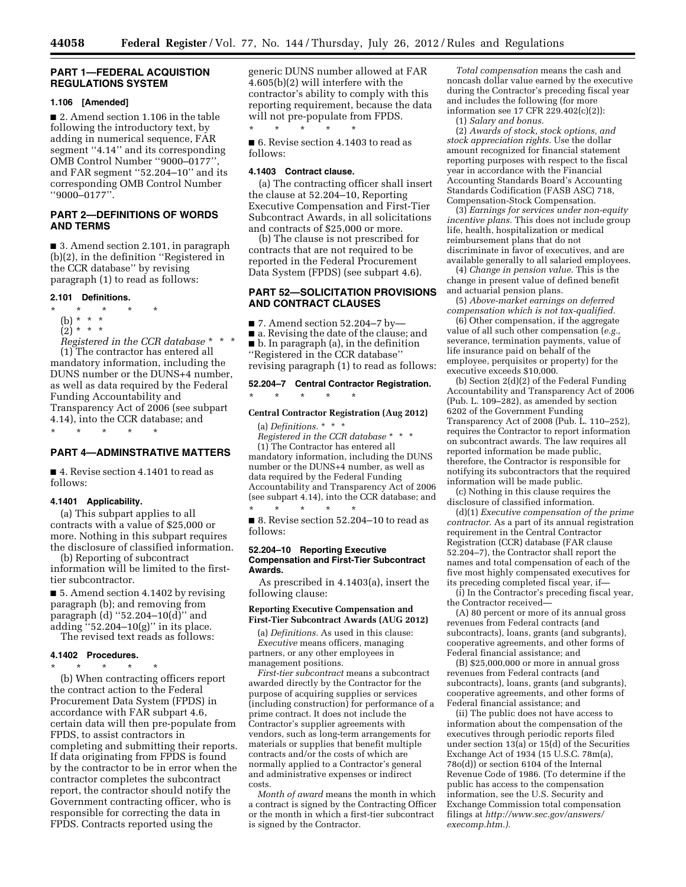## PART 1—FEDERAL ACQUISTION REGULATIONS SYSTEM

### 1.106 [Amended]

■ 2. Amend section 1.106 in the table following the introductory text, by adding in numerical sequence, FAR segment ''4.14'' and its corresponding OMB Control Number ''9000–0177'', and FAR segment ''52.204–10'' and its corresponding OMB Control Number ''9000–0177''.

## PART 2—DEFINITIONS OF WORDS AND TERMS

■ 3. Amend section 2.101, in paragraph (b)(2), in the definition ''Registered in the CCR database'' by revising paragraph (1) to read as follows:

### 2.101 Definitions.

\* \* \* \* \*

(b) \* \* \*

(2) \* \* \*

*Registered in the CCR database* \* \* \*

(1) The contractor has entered all mandatory information, including the DUNS number or the DUNS+4 number, as well as data required by the Federal Funding Accountability and Transparency Act of 2006 (see subpart 4.14), into the CCR database; and

\* \* \* \* \*

## PART 4—ADMINSTRATIVE MATTERS

■ 4. Revise section 4.1401 to read as follows:

### 4.1401 Applicability.

(a) This subpart applies to all contracts with a value of $25,000 or more. Nothing in this subpart requires the disclosure of classified information.

(b) Reporting of subcontract information will be limited to the first-tier subcontractor.

■ 5. Amend section 4.1402 by revising paragraph (b); and removing from paragraph (d) ''52.204–10(d)'' and adding ''52.204–10(g)'' in its place.

The revised text reads as follows:

### 4.1402 Procedures.

\* \* \* \* \*

(b) When contracting officers report the contract action to the Federal Procurement Data System (FPDS) in accordance with FAR subpart 4.6, certain data will then pre-populate from FPDS, to assist contractors in completing and submitting their reports. If data originating from FPDS is found by the contractor to be in error when the contractor completes the subcontract report, the contractor should notify the Government contracting officer, who is responsible for correcting the data in FPDS. Contracts reported using the generic DUNS number allowed at FAR 4.605(b)(2) will interfere with the contractor's ability to comply with this reporting requirement, because the data will not pre-populate from FPDS.

\* \* \* \* \*

■ 6. Revise section 4.1403 to read as follows:

### 4.1403 Contract clause.

(a) The contracting officer shall insert the clause at 52.204–10, Reporting Executive Compensation and First-Tier Subcontract Awards, in all solicitations and contracts of $25,000 or more.

(b) The clause is not prescribed for contracts that are not required to be reported in the Federal Procurement Data System (FPDS) (see subpart 4.6).

## PART 52—SOLICITATION PROVISIONS AND CONTRACT CLAUSES

■ 7. Amend section 52.204–7 by—

■ a. Revising the date of the clause; and

■ b. In paragraph (a), in the definition ''Registered in the CCR database'' revising paragraph (1) to read as follows:

### 52.204–7 Central Contractor Registration.

\* \* \* \* \*

**Central Contractor Registration (Aug 2012)**

(a) *Definitions.* \* \* \*

*Registered in the CCR database* \* \* \*

(1) The Contractor has entered all mandatory information, including the DUNS number or the DUNS+4 number, as well as data required by the Federal Funding Accountability and Transparency Act of 2006 (see subpart 4.14), into the CCR database; and

\* \* \* \* \*

■ 8. Revise section 52.204–10 to read as follows:

### 52.204–10 Reporting Executive Compensation and First-Tier Subcontract Awards.

As prescribed in 4.1403(a), insert the following clause:

**Reporting Executive Compensation and First-Tier Subcontract Awards (AUG 2012)**

(a) *Definitions.* As used in this clause:

*Executive* means officers, managing partners, or any other employees in management positions.

*First-tier subcontract* means a subcontract awarded directly by the Contractor for the purpose of acquiring supplies or services (including construction) for performance of a prime contract. It does not include the Contractor's supplier agreements with vendors, such as long-term arrangements for materials or supplies that benefit multiple contracts and/or the costs of which are normally applied to a Contractor's general and administrative expenses or indirect costs.

*Month of award* means the month in which a contract is signed by the Contracting Officer or the month in which a first-tier subcontract is signed by the Contractor.

*Total compensation* means the cash and noncash dollar value earned by the executive during the Contractor's preceding fiscal year and includes the following (for more information see 17 CFR 229.402(c)(2)):

(1) *Salary and bonus.*

(2) *Awards of stock, stock options, and stock appreciation rights.* Use the dollar amount recognized for financial statement reporting purposes with respect to the fiscal year in accordance with the Financial Accounting Standards Board's Accounting Standards Codification (FASB ASC) 718, Compensation-Stock Compensation.

(3) *Earnings for services under non-equity incentive plans.* This does not include group life, health, hospitalization or medical reimbursement plans that do not discriminate in favor of executives, and are available generally to all salaried employees.

(4) *Change in pension value.* This is the change in present value of defined benefit and actuarial pension plans.

(5) *Above-market earnings on deferred compensation which is not tax-qualified.*

(6) Other compensation, if the aggregate value of all such other compensation (*e.g.,* severance, termination payments, value of life insurance paid on behalf of the employee, perquisites or property) for the executive exceeds $10,000.

(b) Section 2(d)(2) of the Federal Funding Accountability and Transparency Act of 2006 (Pub. L. 109–282), as amended by section 6202 of the Government Funding Transparency Act of 2008 (Pub. L. 110–252), requires the Contractor to report information on subcontract awards. The law requires all reported information be made public, therefore, the Contractor is responsible for notifying its subcontractors that the required information will be made public.

(c) Nothing in this clause requires the disclosure of classified information.

(d)(1) *Executive compensation of the prime contractor.* As a part of its annual registration requirement in the Central Contractor Registration (CCR) database (FAR clause 52.204–7), the Contractor shall report the names and total compensation of each of the five most highly compensated executives for its preceding completed fiscal year, if—

(i) In the Contractor's preceding fiscal year, the Contractor received—

(A) 80 percent or more of its annual gross revenues from Federal contracts (and subcontracts), loans, grants (and subgrants), cooperative agreements, and other forms of Federal financial assistance; and

(B) $25,000,000 or more in annual gross revenues from Federal contracts (and subcontracts), loans, grants (and subgrants), cooperative agreements, and other forms of Federal financial assistance; and

(ii) The public does not have access to information about the compensation of the executives through periodic reports filed under section 13(a) or 15(d) of the Securities Exchange Act of 1934 (15 U.S.C. 78m(a), 78o(d)) or section 6104 of the Internal Revenue Code of 1986. (To determine if the public has access to the compensation information, see the U.S. Security and Exchange Commission total compensation filings at *http://www.sec.gov/answers/execomp.htm.).*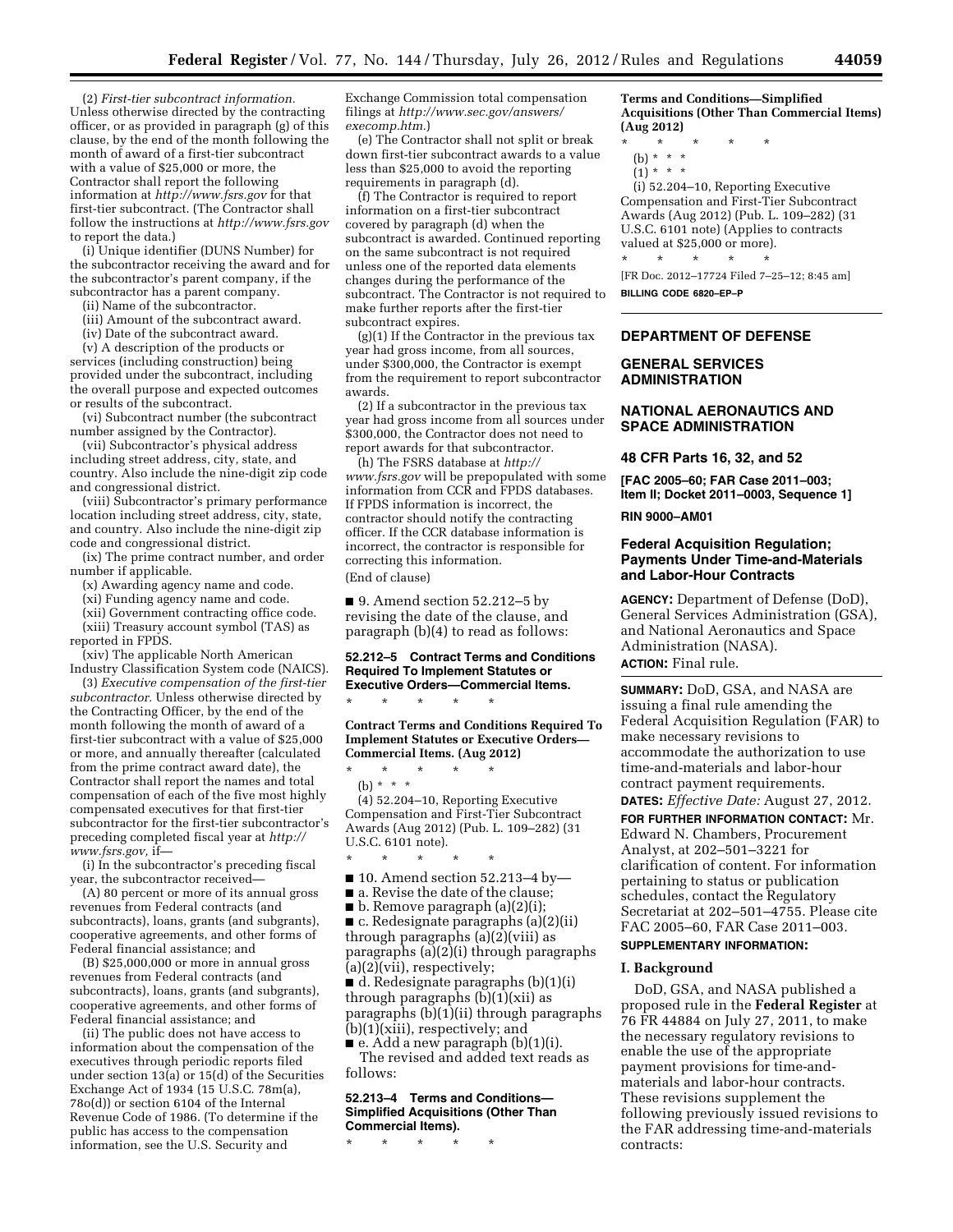(2) *First-tier subcontract information.* Unless otherwise directed by the contracting officer, or as provided in paragraph (g) of this clause, by the end of the month following the month of award of a first-tier subcontract with a value of $25,000 or more, the Contractor shall report the following information at *http://www.fsrs.gov* for that first-tier subcontract. (The Contractor shall follow the instructions at *http://www.fsrs.gov* to report the data.)

(i) Unique identifier (DUNS Number) for the subcontractor receiving the award and for the subcontractor's parent company, if the subcontractor has a parent company.

(ii) Name of the subcontractor.

(iii) Amount of the subcontract award.

(iv) Date of the subcontract award.

(v) A description of the products or services (including construction) being provided under the subcontract, including the overall purpose and expected outcomes or results of the subcontract.

(vi) Subcontract number (the subcontract number assigned by the Contractor).

(vii) Subcontractor's physical address including street address, city, state, and country. Also include the nine-digit zip code and congressional district.

(viii) Subcontractor's primary performance location including street address, city, state, and country. Also include the nine-digit zip code and congressional district.

(ix) The prime contract number, and order number if applicable.

(x) Awarding agency name and code.

(xi) Funding agency name and code.

(xii) Government contracting office code.

(xiii) Treasury account symbol (TAS) as reported in FPDS.

(xiv) The applicable North American Industry Classification System code (NAICS).

(3) *Executive compensation of the first-tier subcontractor.* Unless otherwise directed by the Contracting Officer, by the end of the month following the month of award of a first-tier subcontract with a value of $25,000 or more, and annually thereafter (calculated from the prime contract award date), the Contractor shall report the names and total compensation of each of the five most highly compensated executives for that first-tier subcontractor for the first-tier subcontractor's preceding completed fiscal year at *http://www.fsrs.gov,* if—

(i) In the subcontractor's preceding fiscal year, the subcontractor received—

(A) 80 percent or more of its annual gross revenues from Federal contracts (and subcontracts), loans, grants (and subgrants), cooperative agreements, and other forms of Federal financial assistance; and

(B) $25,000,000 or more in annual gross revenues from Federal contracts (and subcontracts), loans, grants (and subgrants), cooperative agreements, and other forms of Federal financial assistance; and

(ii) The public does not have access to information about the compensation of the executives through periodic reports filed under section 13(a) or 15(d) of the Securities Exchange Act of 1934 (15 U.S.C. 78m(a), 78o(d)) or section 6104 of the Internal Revenue Code of 1986. (To determine if the public has access to the compensation information, see the U.S. Security and Exchange Commission total compensation filings at *http://www.sec.gov/answers/execomp.htm.*)

(e) The Contractor shall not split or break down first-tier subcontract awards to a value less than $25,000 to avoid the reporting requirements in paragraph (d).

(f) The Contractor is required to report information on a first-tier subcontract covered by paragraph (d) when the subcontract is awarded. Continued reporting on the same subcontract is not required unless one of the reported data elements changes during the performance of the subcontract. The Contractor is not required to make further reports after the first-tier subcontract expires.

(g)(1) If the Contractor in the previous tax year had gross income, from all sources, under $300,000, the Contractor is exempt from the requirement to report subcontractor awards.

(2) If a subcontractor in the previous tax year had gross income from all sources under $300,000, the Contractor does not need to report awards for that subcontractor.

(h) The FSRS database at *http://www.fsrs.gov* will be prepopulated with some information from CCR and FPDS databases. If FPDS information is incorrect, the contractor should notify the contracting officer. If the CCR database information is incorrect, the contractor is responsible for correcting this information.

(End of clause)

■ 9. Amend section 52.212–5 by revising the date of the clause, and paragraph (b)(4) to read as follows:

**52.212–5 Contract Terms and Conditions Required To Implement Statutes or Executive Orders—Commercial Items.**

\* \* \* \* \*

**Contract Terms and Conditions Required To Implement Statutes or Executive Orders—Commercial Items. (Aug 2012)**

\* \* \* \* \*

(b) \* \* \*

(4) 52.204–10, Reporting Executive Compensation and First-Tier Subcontract Awards (Aug 2012) (Pub. L. 109–282) (31 U.S.C. 6101 note).

\* \* \* \* \*

■ 10. Amend section 52.213–4 by—

■ a. Revise the date of the clause;

■ b. Remove paragraph (a)(2)(i);

■ c. Redesignate paragraphs (a)(2)(ii) through paragraphs (a)(2)(viii) as paragraphs (a)(2)(i) through paragraphs (a)(2)(vii), respectively;

■ d. Redesignate paragraphs (b)(1)(i) through paragraphs (b)(1)(xii) as paragraphs (b)(1)(ii) through paragraphs (b)(1)(xiii), respectively; and

■ e. Add a new paragraph (b)(1)(i).

The revised and added text reads as follows:

**52.213–4 Terms and Conditions—Simplified Acquisitions (Other Than Commercial Items).**

\* \* \* \* \*

**Terms and Conditions—Simplified Acquisitions (Other Than Commercial Items) (Aug 2012)**

\* \* \* \* \*

(b) \* \* \*

(1) \* \* \*

(i) 52.204–10, Reporting Executive Compensation and First-Tier Subcontract Awards (Aug 2012) (Pub. L. 109–282) (31 U.S.C. 6101 note) (Applies to contracts valued at $25,000 or more).

\* \* \* \* \*

[FR Doc. 2012–17724 Filed 7–25–12; 8:45 am]

**BILLING CODE 6820–EP–P**

---

## DEPARTMENT OF DEFENSE

## GENERAL SERVICES ADMINISTRATION

## NATIONAL AERONAUTICS AND SPACE ADMINISTRATION

### 48 CFR Parts 16, 32, and 52

**[FAC 2005–60; FAR Case 2011–003; Item II; Docket 2011–0003, Sequence 1]**

**RIN 9000–AM01**

## Federal Acquisition Regulation; Payments Under Time-and-Materials and Labor-Hour Contracts

**AGENCY:** Department of Defense (DoD), General Services Administration (GSA), and National Aeronautics and Space Administration (NASA).

**ACTION:** Final rule.

**SUMMARY:** DoD, GSA, and NASA are issuing a final rule amending the Federal Acquisition Regulation (FAR) to make necessary revisions to accommodate the authorization to use time-and-materials and labor-hour contract payment requirements.

**DATES:** *Effective Date:* August 27, 2012.

**FOR FURTHER INFORMATION CONTACT:** Mr. Edward N. Chambers, Procurement Analyst, at 202–501–3221 for clarification of content. For information pertaining to status or publication schedules, contact the Regulatory Secretariat at 202–501–4755. Please cite FAC 2005–60, FAR Case 2011–003.

**SUPPLEMENTARY INFORMATION:**

### I. Background

DoD, GSA, and NASA published a proposed rule in the **Federal Register** at 76 FR 44884 on July 27, 2011, to make the necessary regulatory revisions to enable the use of the appropriate payment provisions for time-and-materials and labor-hour contracts. These revisions supplement the following previously issued revisions to the FAR addressing time-and-materials contracts: